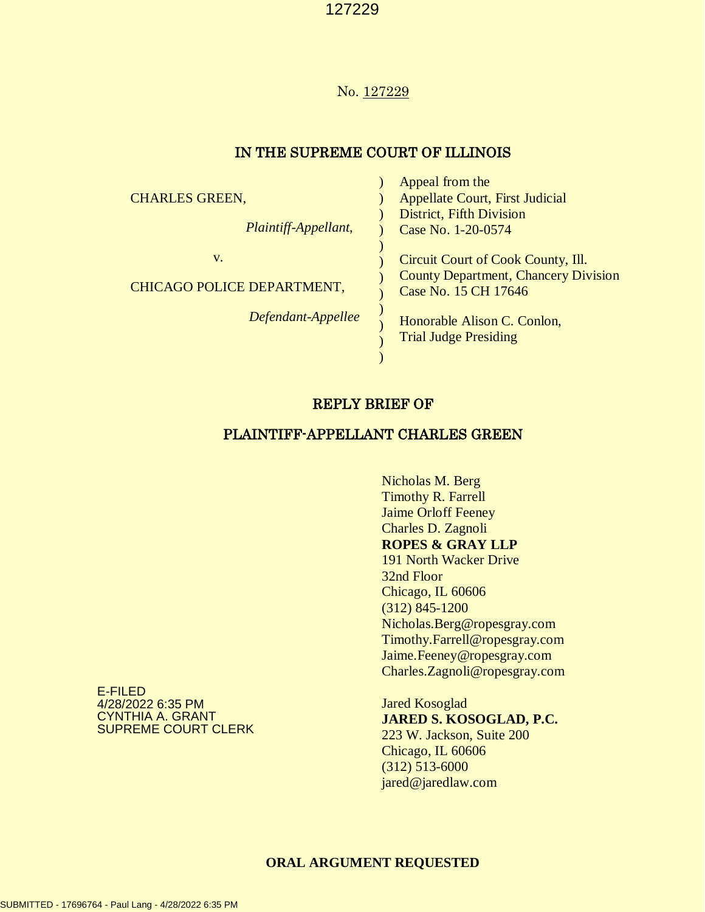No. 127229

## IN THE SUPREME COURT OF ILLINOIS

| | | |
|---|---|---|
| CHARLES GREEN, | ) | Appeal from the |
| | ) | Appellate Court, First Judicial |
| *Plaintiff-Appellant,* | ) | District, Fifth Division |
| | ) | Case No. 1-20-0574 |
| v. | ) | |
| | ) | Circuit Court of Cook County, Ill. |
| CHICAGO POLICE DEPARTMENT, | ) | County Department, Chancery Division |
| | ) | Case No. 15 CH 17646 |
| *Defendant-Appellee* | ) | |
| | ) | Honorable Alison C. Conlon, |
| | ) | Trial Judge Presiding |

## REPLY BRIEF OF

## PLAINTIFF-APPELLANT CHARLES GREEN

Nicholas M. Berg
Timothy R. Farrell
Jaime Orloff Feeney
Charles D. Zagnoli
**ROPES & GRAY LLP**
191 North Wacker Drive
32nd Floor
Chicago, IL 60606
(312) 845-1200
Nicholas.Berg@ropesgray.com
Timothy.Farrell@ropesgray.com
Jaime.Feeney@ropesgray.com
Charles.Zagnoli@ropesgray.com

Jared Kosoglad
**JARED S. KOSOGLAD, P.C.**
223 W. Jackson, Suite 200
Chicago, IL 60606
(312) 513-6000
jared@jaredlaw.com

E-FILED
4/28/2022 6:35 PM
CYNTHIA A. GRANT
SUPREME COURT CLERK

**ORAL ARGUMENT REQUESTED**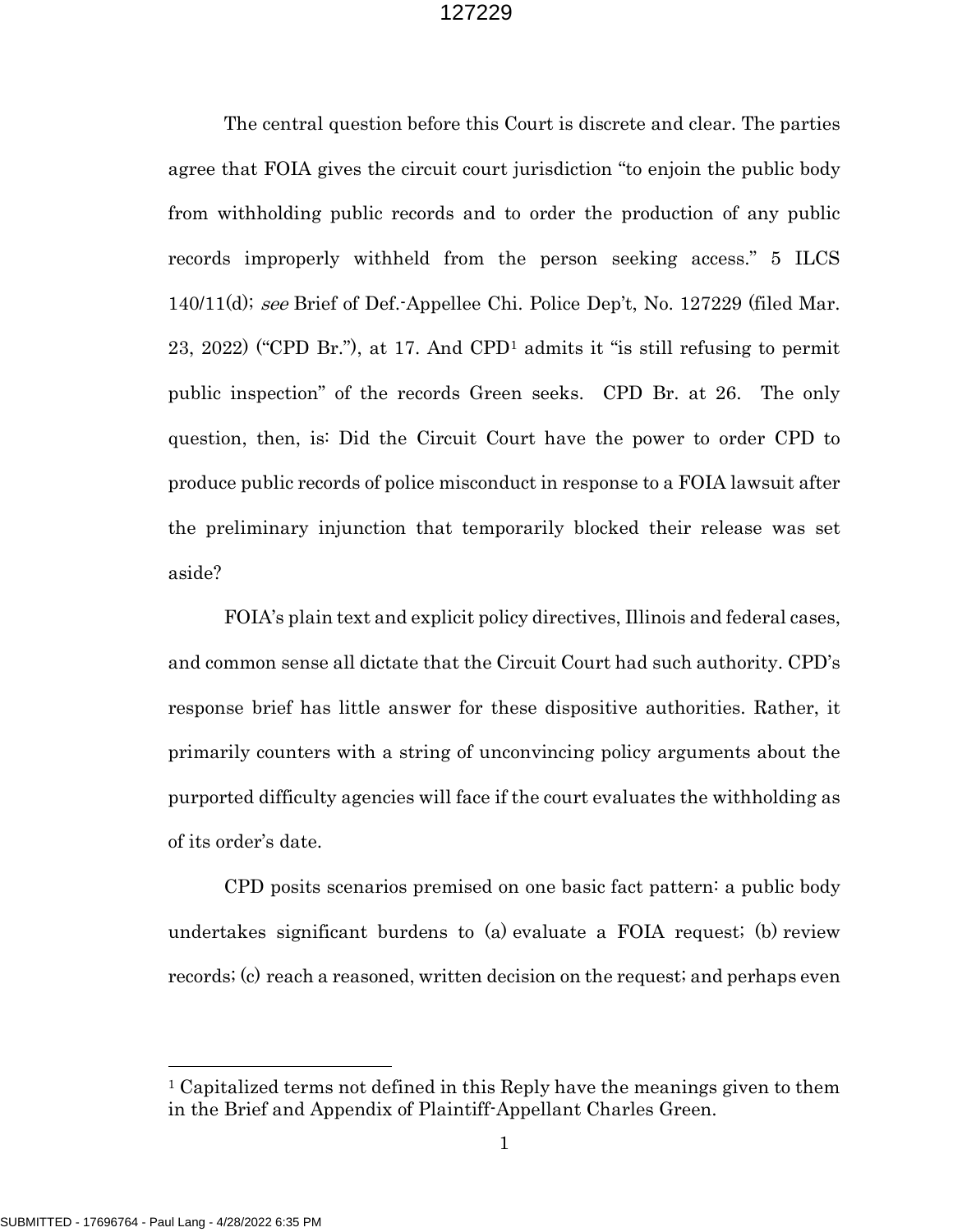The central question before this Court is discrete and clear. The parties agree that FOIA gives the circuit court jurisdiction "to enjoin the public body from withholding public records and to order the production of any public records improperly withheld from the person seeking access." 5 ILCS 140/11(d); *see* Brief of Def.-Appellee Chi. Police Dep't, No. 127229 (filed Mar. 23, 2022) ("CPD Br."), at 17. And CPD[1] admits it "is still refusing to permit public inspection" of the records Green seeks. CPD Br. at 26. The only question, then, is: Did the Circuit Court have the power to order CPD to produce public records of police misconduct in response to a FOIA lawsuit after the preliminary injunction that temporarily blocked their release was set aside?

FOIA's plain text and explicit policy directives, Illinois and federal cases, and common sense all dictate that the Circuit Court had such authority. CPD's response brief has little answer for these dispositive authorities. Rather, it primarily counters with a string of unconvincing policy arguments about the purported difficulty agencies will face if the court evaluates the withholding as of its order's date.

CPD posits scenarios premised on one basic fact pattern: a public body undertakes significant burdens to (a) evaluate a FOIA request; (b) review records; (c) reach a reasoned, written decision on the request; and perhaps even

[1] Capitalized terms not defined in this Reply have the meanings given to them in the Brief and Appendix of Plaintiff-Appellant Charles Green.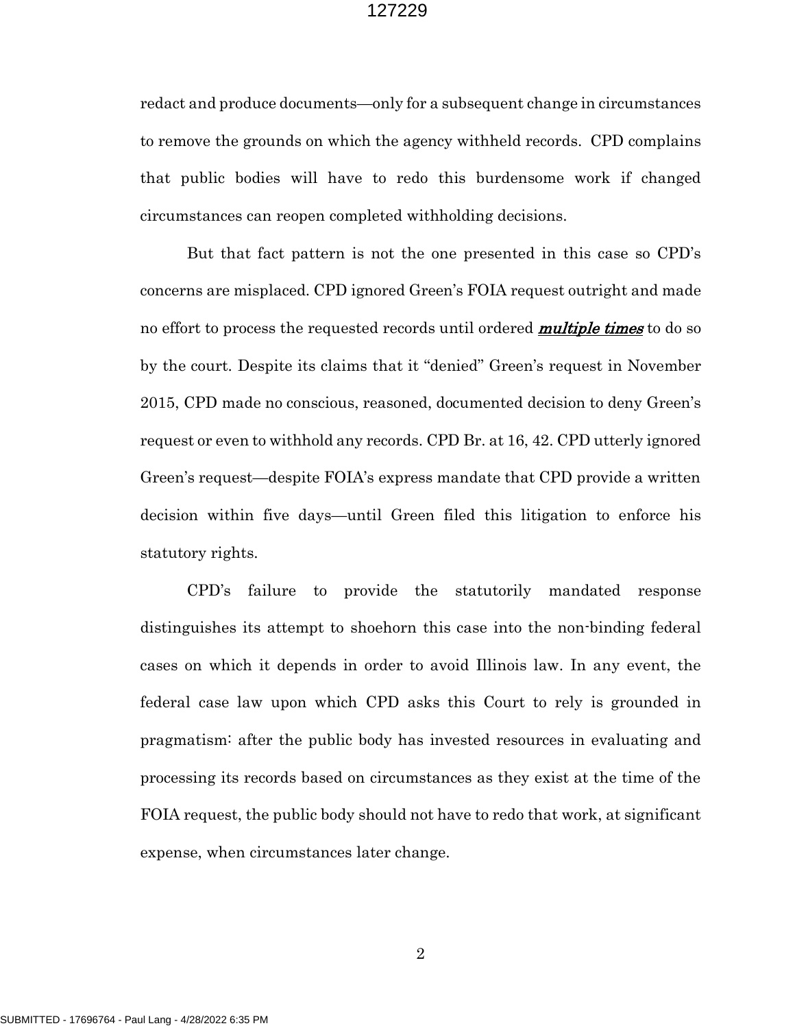redact and produce documents—only for a subsequent change in circumstances to remove the grounds on which the agency withheld records. CPD complains that public bodies will have to redo this burdensome work if changed circumstances can reopen completed withholding decisions.

But that fact pattern is not the one presented in this case so CPD's concerns are misplaced. CPD ignored Green's FOIA request outright and made no effort to process the requested records until ordered ***multiple times*** to do so by the court. Despite its claims that it "denied" Green's request in November 2015, CPD made no conscious, reasoned, documented decision to deny Green's request or even to withhold any records. CPD Br. at 16, 42. CPD utterly ignored Green's request—despite FOIA's express mandate that CPD provide a written decision within five days—until Green filed this litigation to enforce his statutory rights.

CPD's failure to provide the statutorily mandated response distinguishes its attempt to shoehorn this case into the non-binding federal cases on which it depends in order to avoid Illinois law. In any event, the federal case law upon which CPD asks this Court to rely is grounded in pragmatism: after the public body has invested resources in evaluating and processing its records based on circumstances as they exist at the time of the FOIA request, the public body should not have to redo that work, at significant expense, when circumstances later change.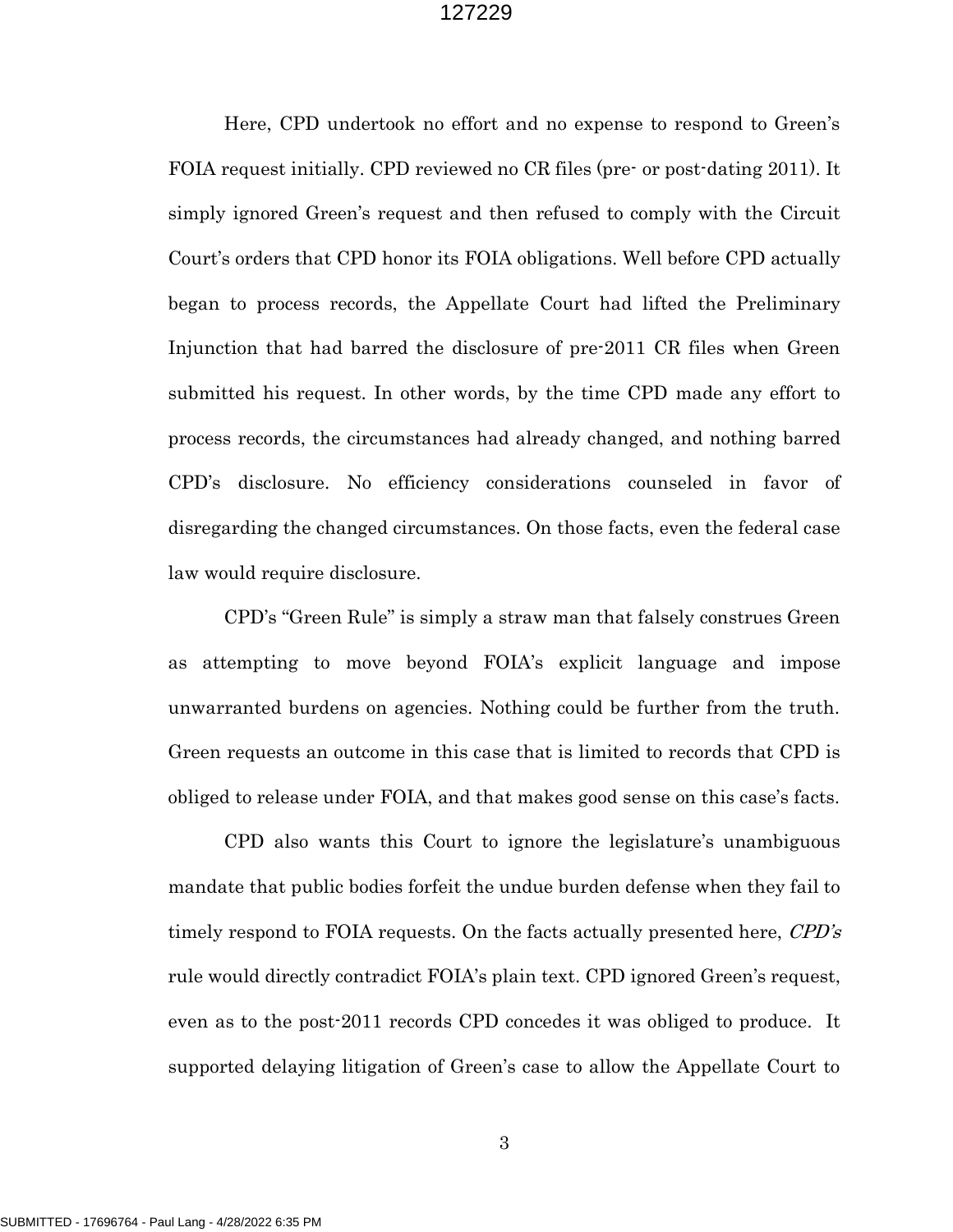Here, CPD undertook no effort and no expense to respond to Green's FOIA request initially. CPD reviewed no CR files (pre- or post-dating 2011). It simply ignored Green's request and then refused to comply with the Circuit Court's orders that CPD honor its FOIA obligations. Well before CPD actually began to process records, the Appellate Court had lifted the Preliminary Injunction that had barred the disclosure of pre-2011 CR files when Green submitted his request. In other words, by the time CPD made any effort to process records, the circumstances had already changed, and nothing barred CPD's disclosure. No efficiency considerations counseled in favor of disregarding the changed circumstances. On those facts, even the federal case law would require disclosure.

CPD's "Green Rule" is simply a straw man that falsely construes Green as attempting to move beyond FOIA's explicit language and impose unwarranted burdens on agencies. Nothing could be further from the truth. Green requests an outcome in this case that is limited to records that CPD is obliged to release under FOIA, and that makes good sense on this case's facts.

CPD also wants this Court to ignore the legislature's unambiguous mandate that public bodies forfeit the undue burden defense when they fail to timely respond to FOIA requests. On the facts actually presented here, *CPD's* rule would directly contradict FOIA's plain text. CPD ignored Green's request, even as to the post-2011 records CPD concedes it was obliged to produce. It supported delaying litigation of Green's case to allow the Appellate Court to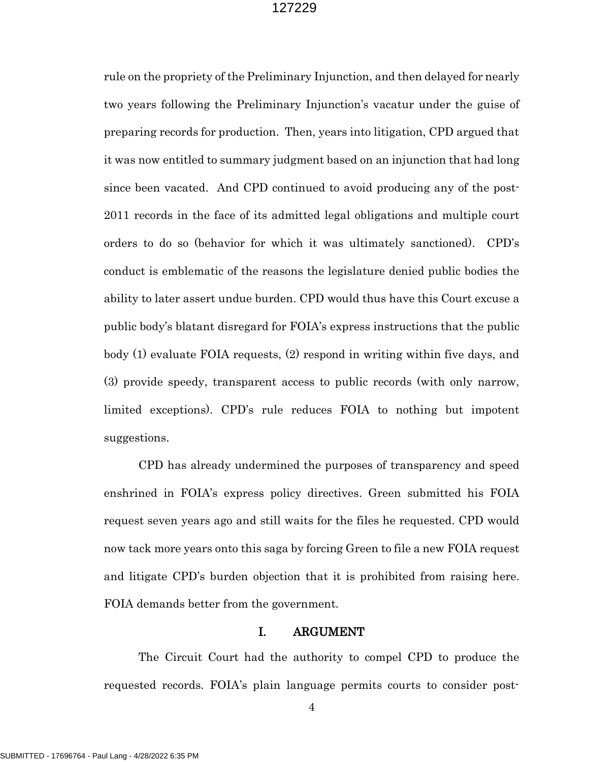rule on the propriety of the Preliminary Injunction, and then delayed for nearly two years following the Preliminary Injunction's vacatur under the guise of preparing records for production. Then, years into litigation, CPD argued that it was now entitled to summary judgment based on an injunction that had long since been vacated. And CPD continued to avoid producing any of the post-2011 records in the face of its admitted legal obligations and multiple court orders to do so (behavior for which it was ultimately sanctioned). CPD's conduct is emblematic of the reasons the legislature denied public bodies the ability to later assert undue burden. CPD would thus have this Court excuse a public body's blatant disregard for FOIA's express instructions that the public body (1) evaluate FOIA requests, (2) respond in writing within five days, and (3) provide speedy, transparent access to public records (with only narrow, limited exceptions). CPD's rule reduces FOIA to nothing but impotent suggestions.

CPD has already undermined the purposes of transparency and speed enshrined in FOIA's express policy directives. Green submitted his FOIA request seven years ago and still waits for the files he requested. CPD would now tack more years onto this saga by forcing Green to file a new FOIA request and litigate CPD's burden objection that it is prohibited from raising here. FOIA demands better from the government.

## I. ARGUMENT

The Circuit Court had the authority to compel CPD to produce the requested records. FOIA's plain language permits courts to consider post-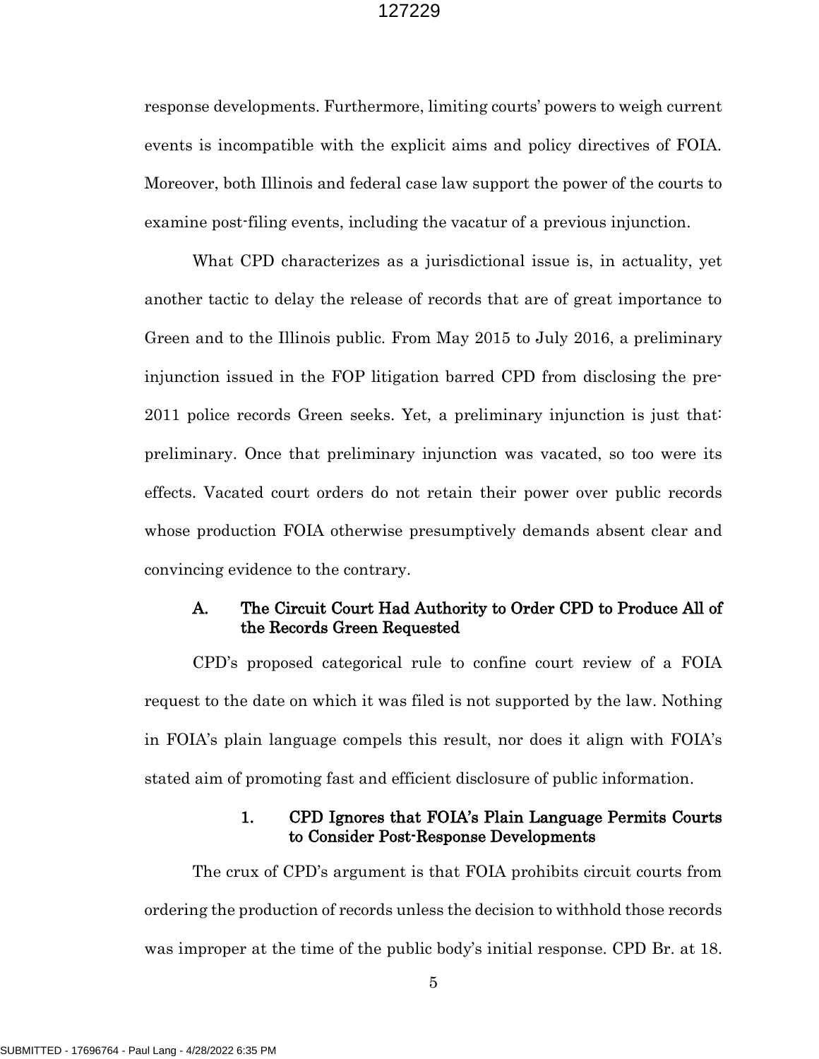response developments. Furthermore, limiting courts' powers to weigh current events is incompatible with the explicit aims and policy directives of FOIA. Moreover, both Illinois and federal case law support the power of the courts to examine post-filing events, including the vacatur of a previous injunction.

What CPD characterizes as a jurisdictional issue is, in actuality, yet another tactic to delay the release of records that are of great importance to Green and to the Illinois public. From May 2015 to July 2016, a preliminary injunction issued in the FOP litigation barred CPD from disclosing the pre-2011 police records Green seeks. Yet, a preliminary injunction is just that: preliminary. Once that preliminary injunction was vacated, so too were its effects. Vacated court orders do not retain their power over public records whose production FOIA otherwise presumptively demands absent clear and convincing evidence to the contrary.

## A. The Circuit Court Had Authority to Order CPD to Produce All of the Records Green Requested

CPD's proposed categorical rule to confine court review of a FOIA request to the date on which it was filed is not supported by the law. Nothing in FOIA's plain language compels this result, nor does it align with FOIA's stated aim of promoting fast and efficient disclosure of public information.

### 1. CPD Ignores that FOIA's Plain Language Permits Courts to Consider Post-Response Developments

The crux of CPD's argument is that FOIA prohibits circuit courts from ordering the production of records unless the decision to withhold those records was improper at the time of the public body's initial response. CPD Br. at 18.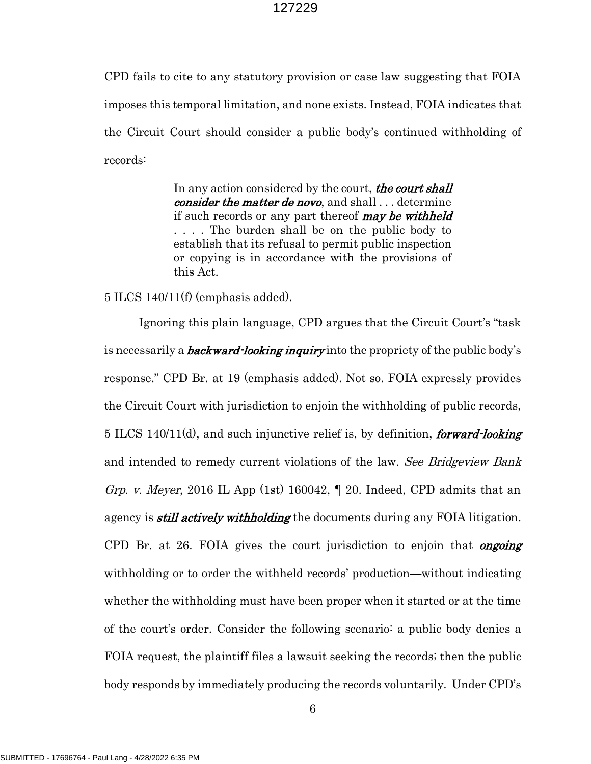CPD fails to cite to any statutory provision or case law suggesting that FOIA imposes this temporal limitation, and none exists. Instead, FOIA indicates that the Circuit Court should consider a public body's continued withholding of records:

> In any action considered by the court, ***the court shall consider the matter de novo***, and shall . . . determine if such records or any part thereof ***may be withheld*** . . . . The burden shall be on the public body to establish that its refusal to permit public inspection or copying is in accordance with the provisions of this Act.

5 ILCS 140/11(f) (emphasis added).

Ignoring this plain language, CPD argues that the Circuit Court's "task is necessarily a ***backward-looking inquiry*** into the propriety of the public body's response." CPD Br. at 19 (emphasis added). Not so. FOIA expressly provides the Circuit Court with jurisdiction to enjoin the withholding of public records, 5 ILCS 140/11(d), and such injunctive relief is, by definition, ***forward-looking*** and intended to remedy current violations of the law. *See Bridgeview Bank Grp. v. Meyer*, 2016 IL App (1st) 160042, ¶ 20. Indeed, CPD admits that an agency is ***still actively withholding*** the documents during any FOIA litigation. CPD Br. at 26. FOIA gives the court jurisdiction to enjoin that ***ongoing*** withholding or to order the withheld records' production—without indicating whether the withholding must have been proper when it started or at the time of the court's order. Consider the following scenario: a public body denies a FOIA request, the plaintiff files a lawsuit seeking the records; then the public body responds by immediately producing the records voluntarily. Under CPD's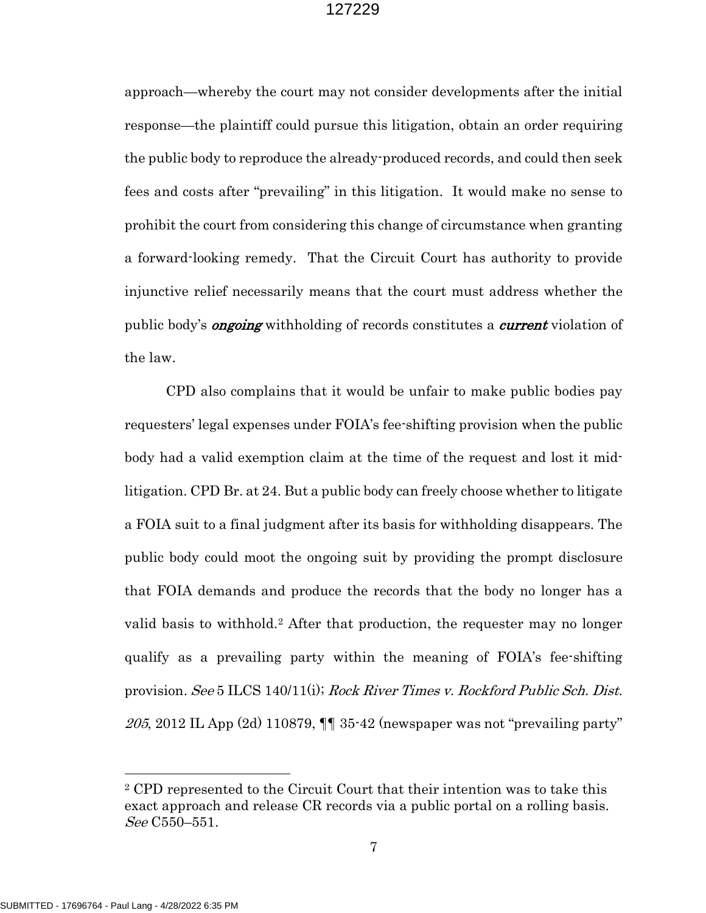approach—whereby the court may not consider developments after the initial response—the plaintiff could pursue this litigation, obtain an order requiring the public body to reproduce the already-produced records, and could then seek fees and costs after "prevailing" in this litigation. It would make no sense to prohibit the court from considering this change of circumstance when granting a forward-looking remedy. That the Circuit Court has authority to provide injunctive relief necessarily means that the court must address whether the public body's ***ongoing*** withholding of records constitutes a ***current*** violation of the law.

CPD also complains that it would be unfair to make public bodies pay requesters' legal expenses under FOIA's fee-shifting provision when the public body had a valid exemption claim at the time of the request and lost it mid-litigation. CPD Br. at 24. But a public body can freely choose whether to litigate a FOIA suit to a final judgment after its basis for withholding disappears. The public body could moot the ongoing suit by providing the prompt disclosure that FOIA demands and produce the records that the body no longer has a valid basis to withhold.[2] After that production, the requester may no longer qualify as a prevailing party within the meaning of FOIA's fee-shifting provision. *See* 5 ILCS 140/11(i); *Rock River Times v. Rockford Public Sch. Dist. 205*, 2012 IL App (2d) 110879, ¶¶ 35-42 (newspaper was not "prevailing party"

---

[2] CPD represented to the Circuit Court that their intention was to take this exact approach and release CR records via a public portal on a rolling basis. *See* C550–551.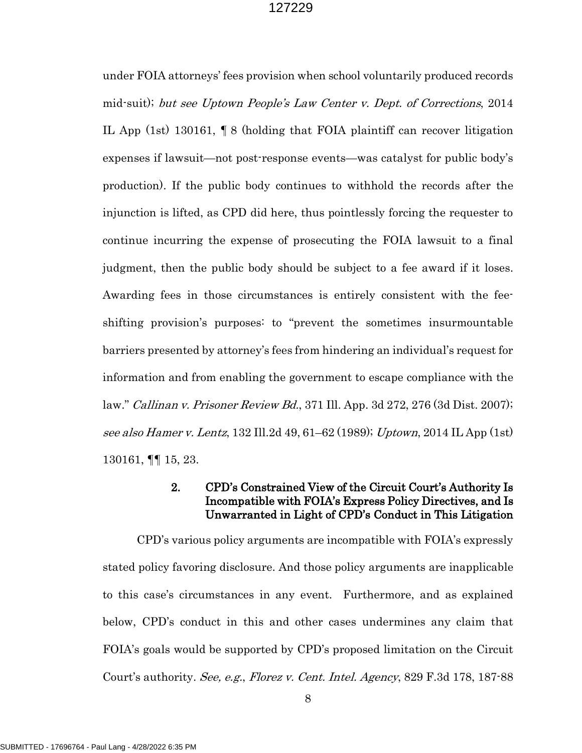under FOIA attorneys' fees provision when school voluntarily produced records mid-suit); *but see Uptown People's Law Center v. Dept. of Corrections*, 2014 IL App (1st) 130161, ¶ 8 (holding that FOIA plaintiff can recover litigation expenses if lawsuit—not post-response events—was catalyst for public body's production). If the public body continues to withhold the records after the injunction is lifted, as CPD did here, thus pointlessly forcing the requester to continue incurring the expense of prosecuting the FOIA lawsuit to a final judgment, then the public body should be subject to a fee award if it loses. Awarding fees in those circumstances is entirely consistent with the fee-shifting provision's purposes: to "prevent the sometimes insurmountable barriers presented by attorney's fees from hindering an individual's request for information and from enabling the government to escape compliance with the law." *Callinan v. Prisoner Review Bd.*, 371 Ill. App. 3d 272, 276 (3d Dist. 2007); *see also Hamer v. Lentz*, 132 Ill.2d 49, 61–62 (1989); *Uptown*, 2014 IL App (1st) 130161, ¶¶ 15, 23.

### 2. CPD's Constrained View of the Circuit Court's Authority Is Incompatible with FOIA's Express Policy Directives, and Is Unwarranted in Light of CPD's Conduct in This Litigation

CPD's various policy arguments are incompatible with FOIA's expressly stated policy favoring disclosure. And those policy arguments are inapplicable to this case's circumstances in any event. Furthermore, and as explained below, CPD's conduct in this and other cases undermines any claim that FOIA's goals would be supported by CPD's proposed limitation on the Circuit Court's authority. *See, e.g.*, *Florez v. Cent. Intel. Agency*, 829 F.3d 178, 187-88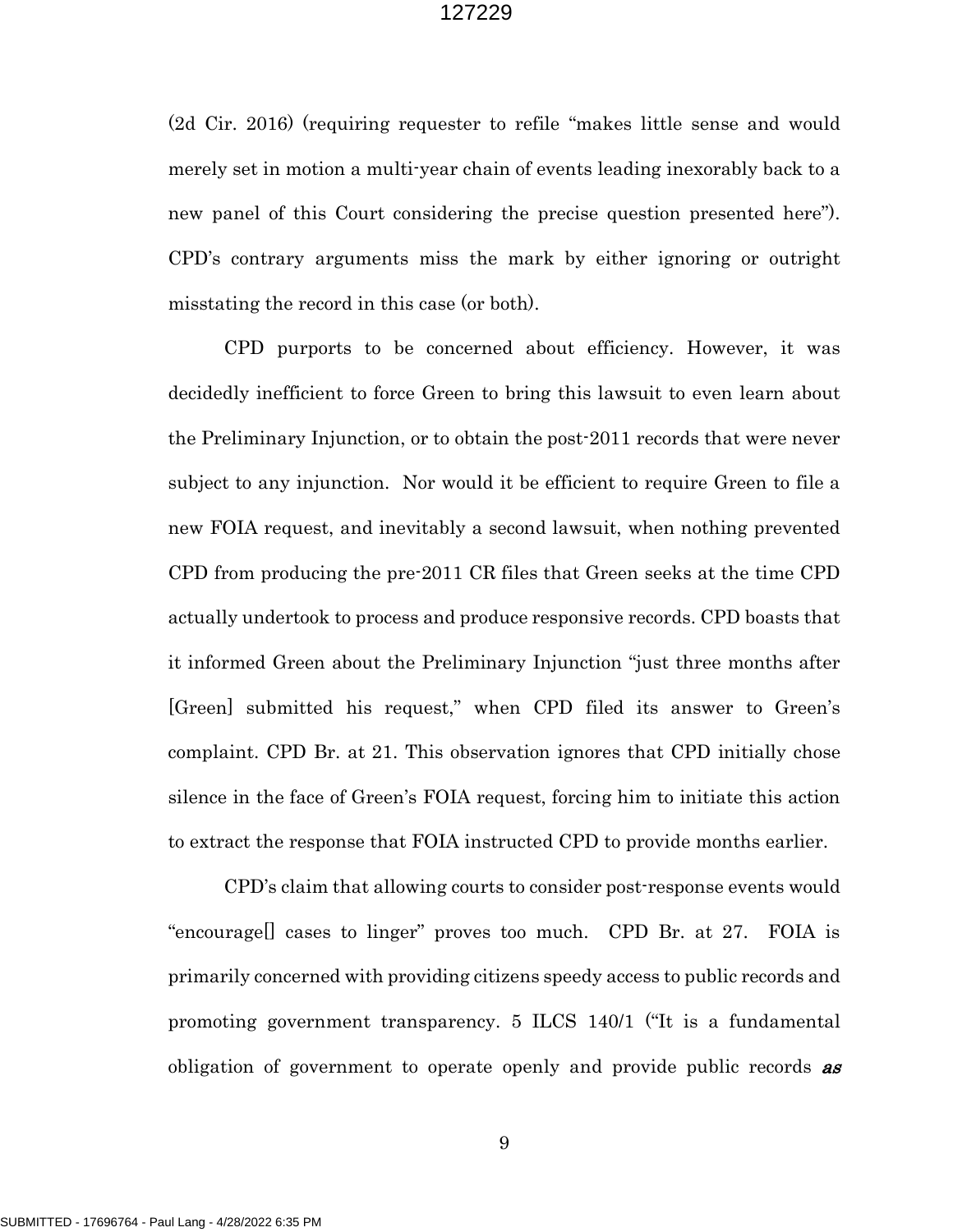(2d Cir. 2016) (requiring requester to refile "makes little sense and would merely set in motion a multi-year chain of events leading inexorably back to a new panel of this Court considering the precise question presented here"). CPD's contrary arguments miss the mark by either ignoring or outright misstating the record in this case (or both).

CPD purports to be concerned about efficiency. However, it was decidedly inefficient to force Green to bring this lawsuit to even learn about the Preliminary Injunction, or to obtain the post-2011 records that were never subject to any injunction. Nor would it be efficient to require Green to file a new FOIA request, and inevitably a second lawsuit, when nothing prevented CPD from producing the pre-2011 CR files that Green seeks at the time CPD actually undertook to process and produce responsive records. CPD boasts that it informed Green about the Preliminary Injunction "just three months after [Green] submitted his request," when CPD filed its answer to Green's complaint. CPD Br. at 21. This observation ignores that CPD initially chose silence in the face of Green's FOIA request, forcing him to initiate this action to extract the response that FOIA instructed CPD to provide months earlier.

CPD's claim that allowing courts to consider post-response events would "encourage[] cases to linger" proves too much. CPD Br. at 27. FOIA is primarily concerned with providing citizens speedy access to public records and promoting government transparency. 5 ILCS 140/1 ("It is a fundamental obligation of government to operate openly and provide public records ***as***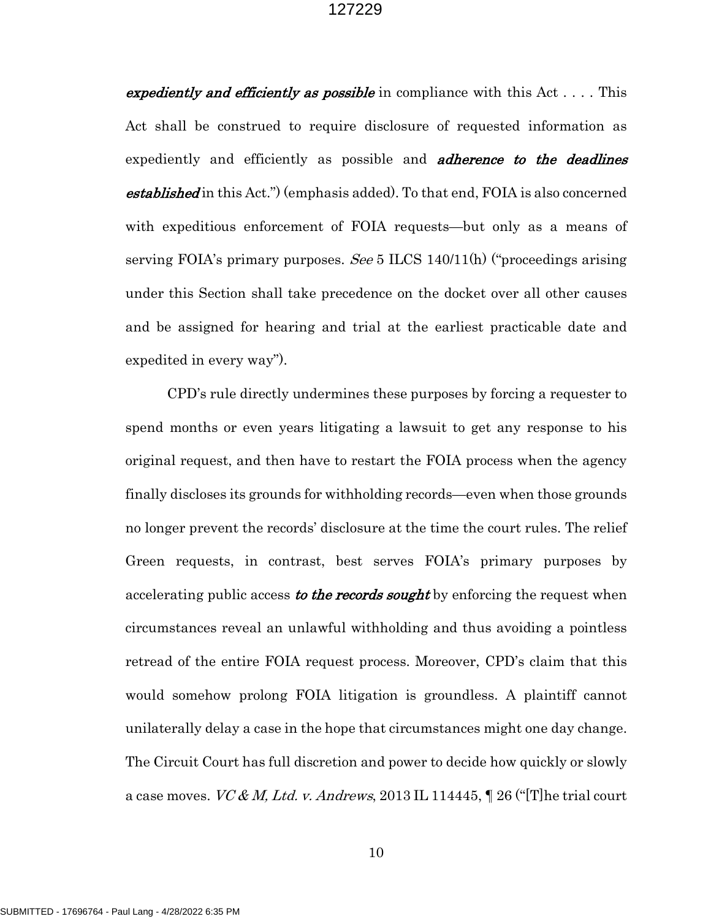***expediently and efficiently as possible*** in compliance with this Act . . . . This Act shall be construed to require disclosure of requested information as expediently and efficiently as possible and ***adherence to the deadlines established*** in this Act.") (emphasis added). To that end, FOIA is also concerned with expeditious enforcement of FOIA requests—but only as a means of serving FOIA's primary purposes. *See* 5 ILCS 140/11(h) ("proceedings arising under this Section shall take precedence on the docket over all other causes and be assigned for hearing and trial at the earliest practicable date and expedited in every way").

CPD's rule directly undermines these purposes by forcing a requester to spend months or even years litigating a lawsuit to get any response to his original request, and then have to restart the FOIA process when the agency finally discloses its grounds for withholding records—even when those grounds no longer prevent the records' disclosure at the time the court rules. The relief Green requests, in contrast, best serves FOIA's primary purposes by accelerating public access ***to the records sought*** by enforcing the request when circumstances reveal an unlawful withholding and thus avoiding a pointless retread of the entire FOIA request process. Moreover, CPD's claim that this would somehow prolong FOIA litigation is groundless. A plaintiff cannot unilaterally delay a case in the hope that circumstances might one day change. The Circuit Court has full discretion and power to decide how quickly or slowly a case moves. *VC & M, Ltd. v. Andrews*, 2013 IL 114445, ¶ 26 ("[T]he trial court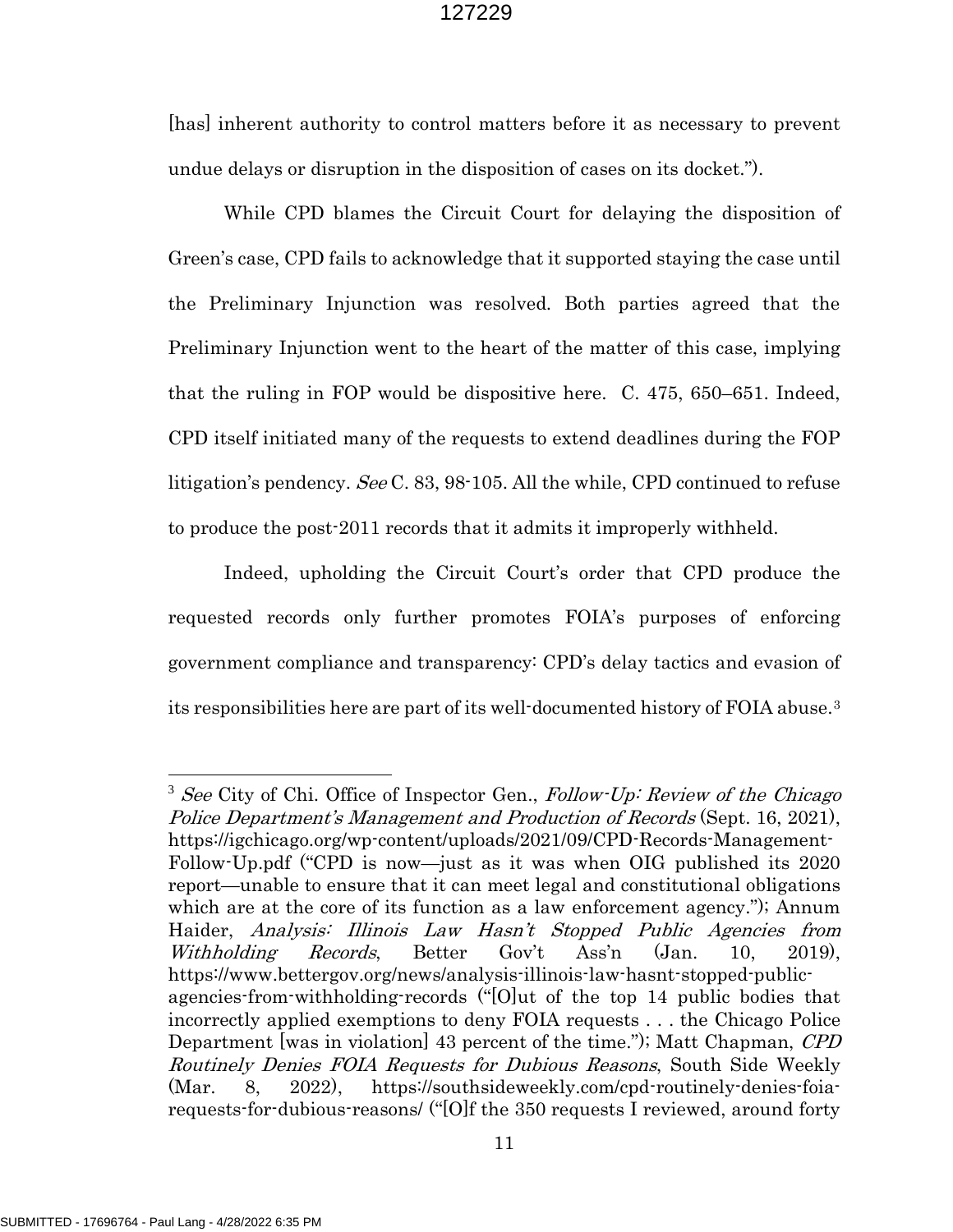[has] inherent authority to control matters before it as necessary to prevent undue delays or disruption in the disposition of cases on its docket.").

While CPD blames the Circuit Court for delaying the disposition of Green's case, CPD fails to acknowledge that it supported staying the case until the Preliminary Injunction was resolved. Both parties agreed that the Preliminary Injunction went to the heart of the matter of this case, implying that the ruling in FOP would be dispositive here. C. 475, 650–651. Indeed, CPD itself initiated many of the requests to extend deadlines during the FOP litigation's pendency. *See* C. 83, 98-105. All the while, CPD continued to refuse to produce the post-2011 records that it admits it improperly withheld.

Indeed, upholding the Circuit Court's order that CPD produce the requested records only further promotes FOIA's purposes of enforcing government compliance and transparency: CPD's delay tactics and evasion of its responsibilities here are part of its well-documented history of FOIA abuse.[3]

---

[3] *See* City of Chi. Office of Inspector Gen., *Follow-Up: Review of the Chicago Police Department's Management and Production of Records* (Sept. 16, 2021), https://igchicago.org/wp-content/uploads/2021/09/CPD-Records-Management-Follow-Up.pdf ("CPD is now—just as it was when OIG published its 2020 report—unable to ensure that it can meet legal and constitutional obligations which are at the core of its function as a law enforcement agency."); Annum Haider, *Analysis: Illinois Law Hasn't Stopped Public Agencies from Withholding Records*, Better Gov't Ass'n (Jan. 10, 2019), https://www.bettergov.org/news/analysis-illinois-law-hasnt-stopped-public-agencies-from-withholding-records ("[O]ut of the top 14 public bodies that incorrectly applied exemptions to deny FOIA requests . . . the Chicago Police Department [was in violation] 43 percent of the time."); Matt Chapman, *CPD Routinely Denies FOIA Requests for Dubious Reasons*, South Side Weekly (Mar. 8, 2022), https://southsideweekly.com/cpd-routinely-denies-foia-requests-for-dubious-reasons/ ("[O]f the 350 requests I reviewed, around forty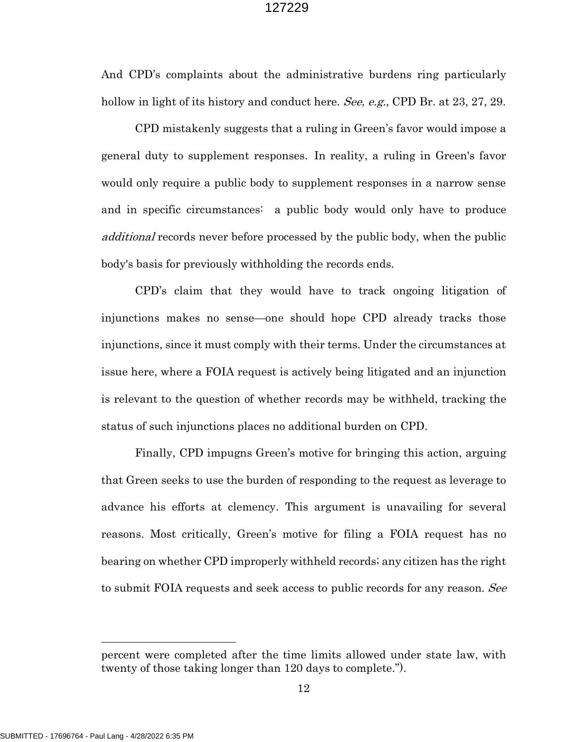And CPD's complaints about the administrative burdens ring particularly hollow in light of its history and conduct here. *See, e.g.*, CPD Br. at 23, 27, 29.

CPD mistakenly suggests that a ruling in Green's favor would impose a general duty to supplement responses. In reality, a ruling in Green's favor would only require a public body to supplement responses in a narrow sense and in specific circumstances: a public body would only have to produce *additional* records never before processed by the public body, when the public body's basis for previously withholding the records ends.

CPD's claim that they would have to track ongoing litigation of injunctions makes no sense—one should hope CPD already tracks those injunctions, since it must comply with their terms. Under the circumstances at issue here, where a FOIA request is actively being litigated and an injunction is relevant to the question of whether records may be withheld, tracking the status of such injunctions places no additional burden on CPD.

Finally, CPD impugns Green's motive for bringing this action, arguing that Green seeks to use the burden of responding to the request as leverage to advance his efforts at clemency. This argument is unavailing for several reasons. Most critically, Green's motive for filing a FOIA request has no bearing on whether CPD improperly withheld records; any citizen has the right to submit FOIA requests and seek access to public records for any reason. *See*

---

percent were completed after the time limits allowed under state law, with twenty of those taking longer than 120 days to complete.").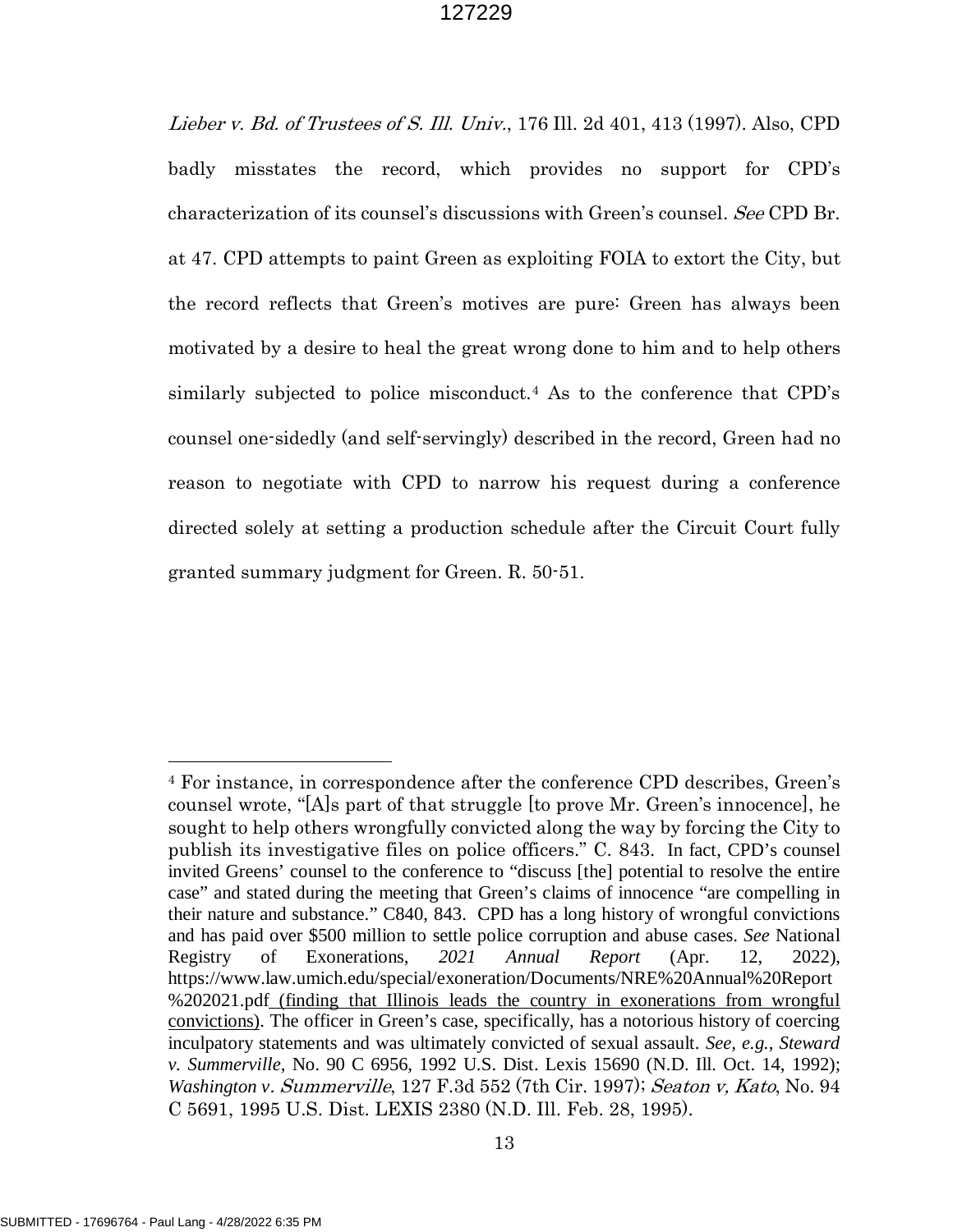*Lieber v. Bd. of Trustees of S. Ill. Univ.*, 176 Ill. 2d 401, 413 (1997). Also, CPD badly misstates the record, which provides no support for CPD's characterization of its counsel's discussions with Green's counsel. *See* CPD Br. at 47. CPD attempts to paint Green as exploiting FOIA to extort the City, but the record reflects that Green's motives are pure: Green has always been motivated by a desire to heal the great wrong done to him and to help others similarly subjected to police misconduct.[4] As to the conference that CPD's counsel one-sidedly (and self-servingly) described in the record, Green had no reason to negotiate with CPD to narrow his request during a conference directed solely at setting a production schedule after the Circuit Court fully granted summary judgment for Green. R. 50-51.

---

[4] For instance, in correspondence after the conference CPD describes, Green's counsel wrote, "[A]s part of that struggle [to prove Mr. Green's innocence], he sought to help others wrongfully convicted along the way by forcing the City to publish its investigative files on police officers." C. 843. In fact, CPD's counsel invited Greens' counsel to the conference to "discuss [the] potential to resolve the entire case" and stated during the meeting that Green's claims of innocence "are compelling in their nature and substance." C840, 843. CPD has a long history of wrongful convictions and has paid over $500 million to settle police corruption and abuse cases. *See* National Registry of Exonerations, *2021 Annual Report* (Apr. 12, 2022), https://www.law.umich.edu/special/exoneration/Documents/NRE%20Annual%20Report%202021.pdf (finding that Illinois leads the country in exonerations from wrongful convictions). The officer in Green's case, specifically, has a notorious history of coercing inculpatory statements and was ultimately convicted of sexual assault. *See, e.g., Steward v. Summerville*, No. 90 C 6956, 1992 U.S. Dist. Lexis 15690 (N.D. Ill. Oct. 14, 1992); *Washington v. Summerville*, 127 F.3d 552 (7th Cir. 1997); *Seaton v, Kato*, No. 94 C 5691, 1995 U.S. Dist. LEXIS 2380 (N.D. Ill. Feb. 28, 1995).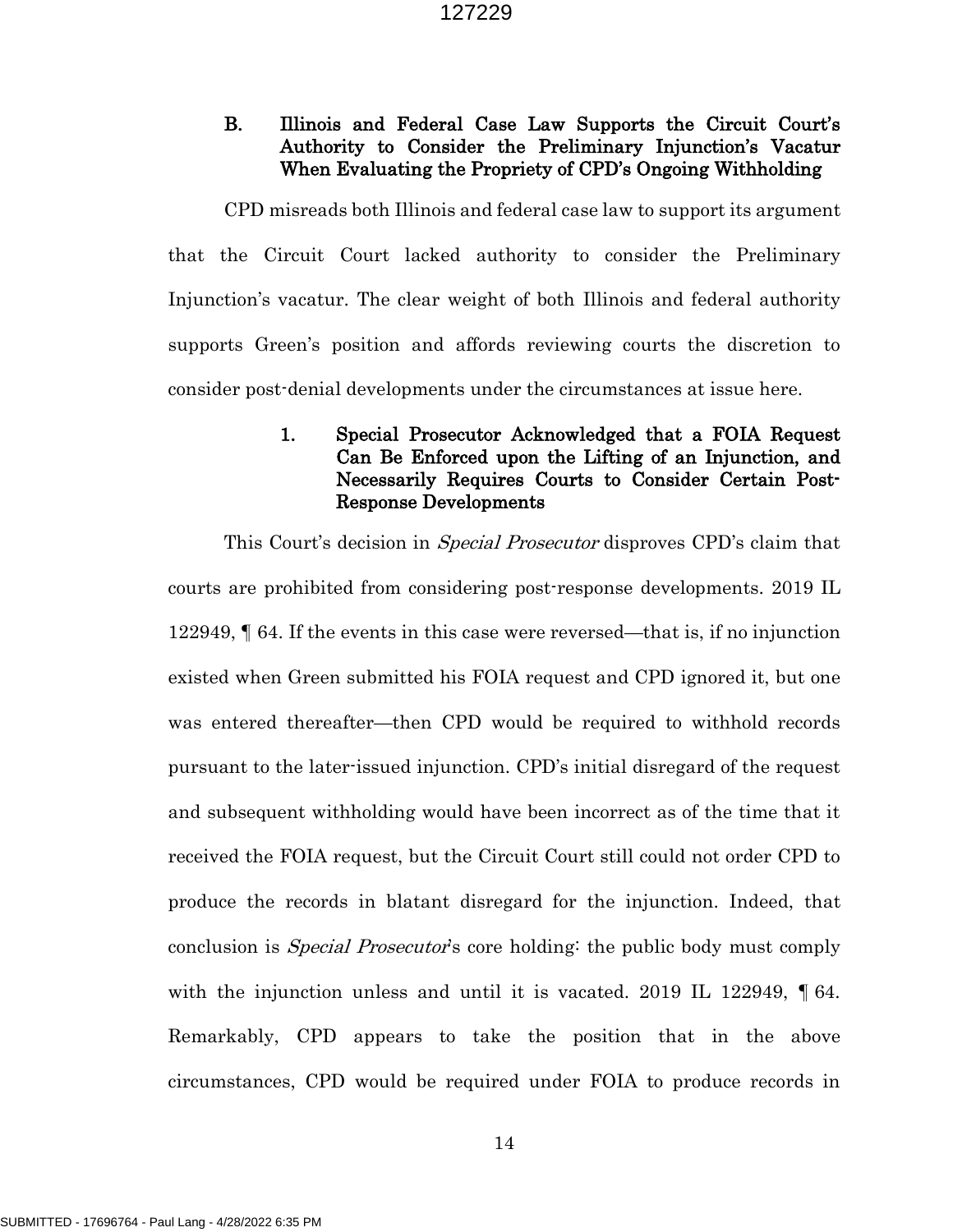### B. Illinois and Federal Case Law Supports the Circuit Court's Authority to Consider the Preliminary Injunction's Vacatur When Evaluating the Propriety of CPD's Ongoing Withholding

CPD misreads both Illinois and federal case law to support its argument that the Circuit Court lacked authority to consider the Preliminary Injunction's vacatur. The clear weight of both Illinois and federal authority supports Green's position and affords reviewing courts the discretion to consider post-denial developments under the circumstances at issue here.

#### 1. Special Prosecutor Acknowledged that a FOIA Request Can Be Enforced upon the Lifting of an Injunction, and Necessarily Requires Courts to Consider Certain Post-Response Developments

This Court's decision in *Special Prosecutor* disproves CPD's claim that courts are prohibited from considering post-response developments. 2019 IL 122949, ¶ 64. If the events in this case were reversed—that is, if no injunction existed when Green submitted his FOIA request and CPD ignored it, but one was entered thereafter—then CPD would be required to withhold records pursuant to the later-issued injunction. CPD's initial disregard of the request and subsequent withholding would have been incorrect as of the time that it received the FOIA request, but the Circuit Court still could not order CPD to produce the records in blatant disregard for the injunction. Indeed, that conclusion is *Special Prosecutor*'s core holding: the public body must comply with the injunction unless and until it is vacated. 2019 IL 122949, ¶ 64. Remarkably, CPD appears to take the position that in the above circumstances, CPD would be required under FOIA to produce records in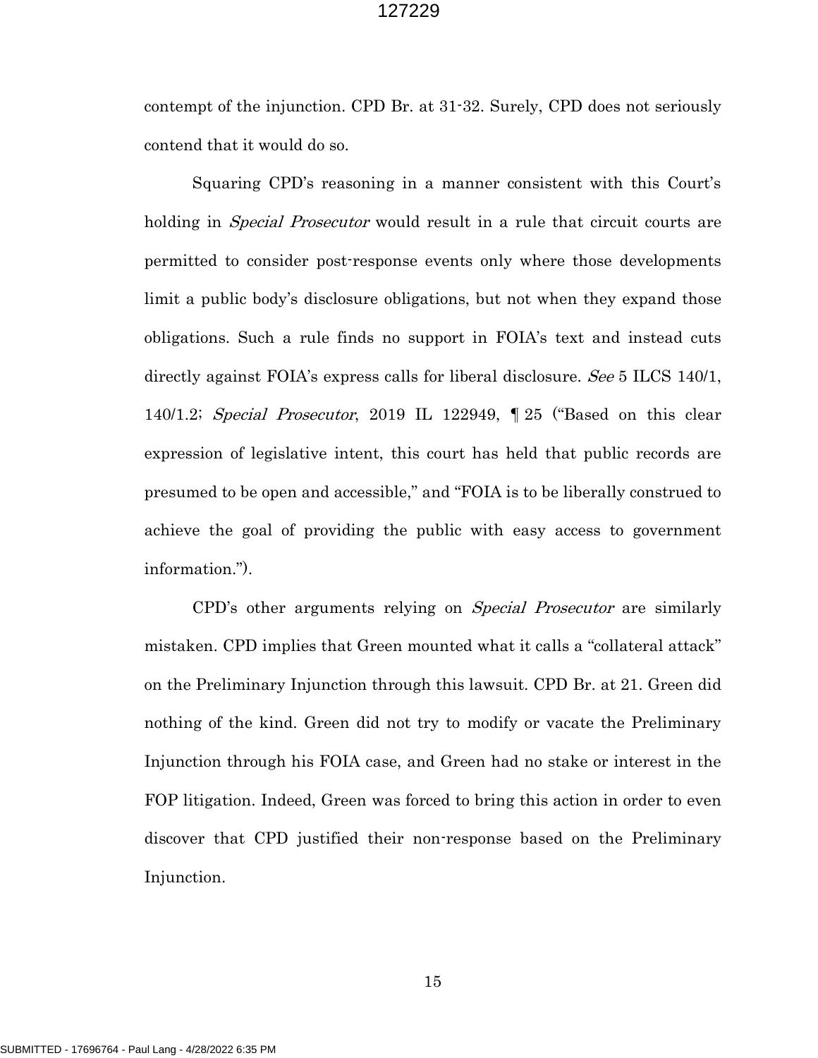contempt of the injunction. CPD Br. at 31-32. Surely, CPD does not seriously contend that it would do so.

Squaring CPD's reasoning in a manner consistent with this Court's holding in *Special Prosecutor* would result in a rule that circuit courts are permitted to consider post-response events only where those developments limit a public body's disclosure obligations, but not when they expand those obligations. Such a rule finds no support in FOIA's text and instead cuts directly against FOIA's express calls for liberal disclosure. *See* 5 ILCS 140/1, 140/1.2; *Special Prosecutor*, 2019 IL 122949, ¶ 25 ("Based on this clear expression of legislative intent, this court has held that public records are presumed to be open and accessible," and "FOIA is to be liberally construed to achieve the goal of providing the public with easy access to government information.").

CPD's other arguments relying on *Special Prosecutor* are similarly mistaken. CPD implies that Green mounted what it calls a "collateral attack" on the Preliminary Injunction through this lawsuit. CPD Br. at 21. Green did nothing of the kind. Green did not try to modify or vacate the Preliminary Injunction through his FOIA case, and Green had no stake or interest in the FOP litigation. Indeed, Green was forced to bring this action in order to even discover that CPD justified their non-response based on the Preliminary Injunction.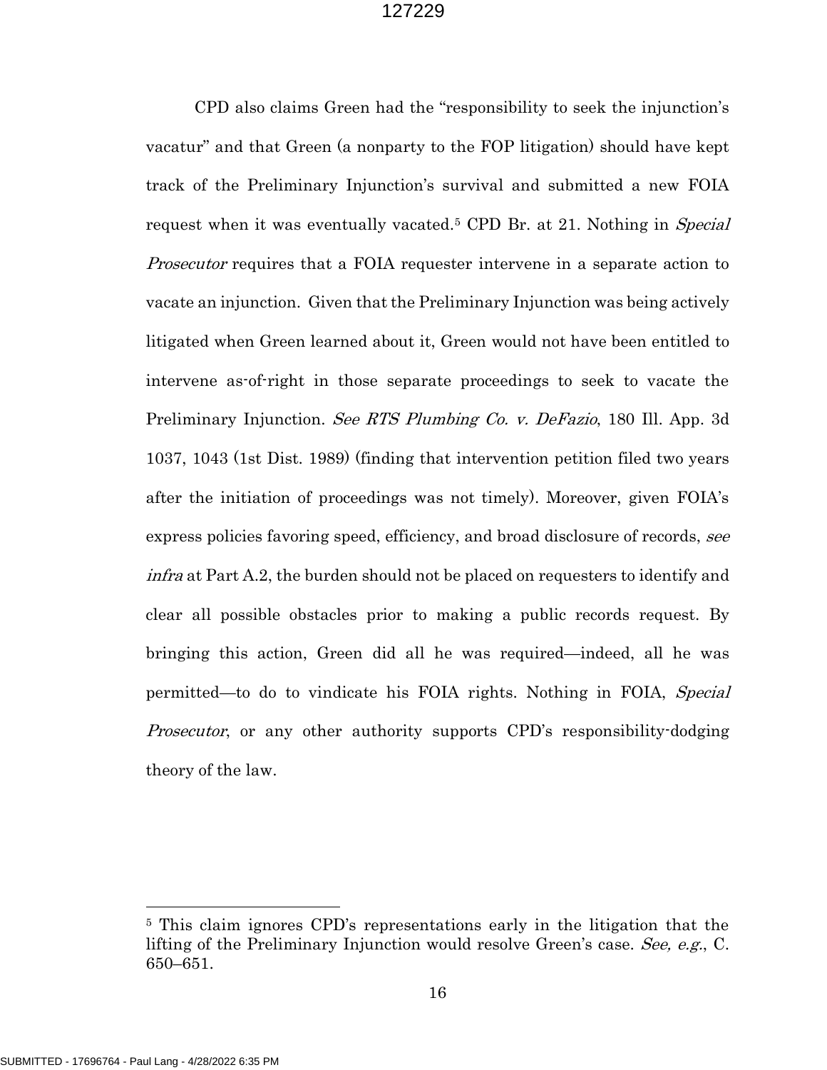CPD also claims Green had the "responsibility to seek the injunction's vacatur" and that Green (a nonparty to the FOP litigation) should have kept track of the Preliminary Injunction's survival and submitted a new FOIA request when it was eventually vacated.[5] CPD Br. at 21. Nothing in *Special Prosecutor* requires that a FOIA requester intervene in a separate action to vacate an injunction. Given that the Preliminary Injunction was being actively litigated when Green learned about it, Green would not have been entitled to intervene as-of-right in those separate proceedings to seek to vacate the Preliminary Injunction. *See RTS Plumbing Co. v. DeFazio*, 180 Ill. App. 3d 1037, 1043 (1st Dist. 1989) (finding that intervention petition filed two years after the initiation of proceedings was not timely). Moreover, given FOIA's express policies favoring speed, efficiency, and broad disclosure of records, *see infra* at Part A.2, the burden should not be placed on requesters to identify and clear all possible obstacles prior to making a public records request. By bringing this action, Green did all he was required—indeed, all he was permitted—to do to vindicate his FOIA rights. Nothing in FOIA, *Special Prosecutor*, or any other authority supports CPD's responsibility-dodging theory of the law.

---

[5] This claim ignores CPD's representations early in the litigation that the lifting of the Preliminary Injunction would resolve Green's case. *See, e.g.*, C. 650–651.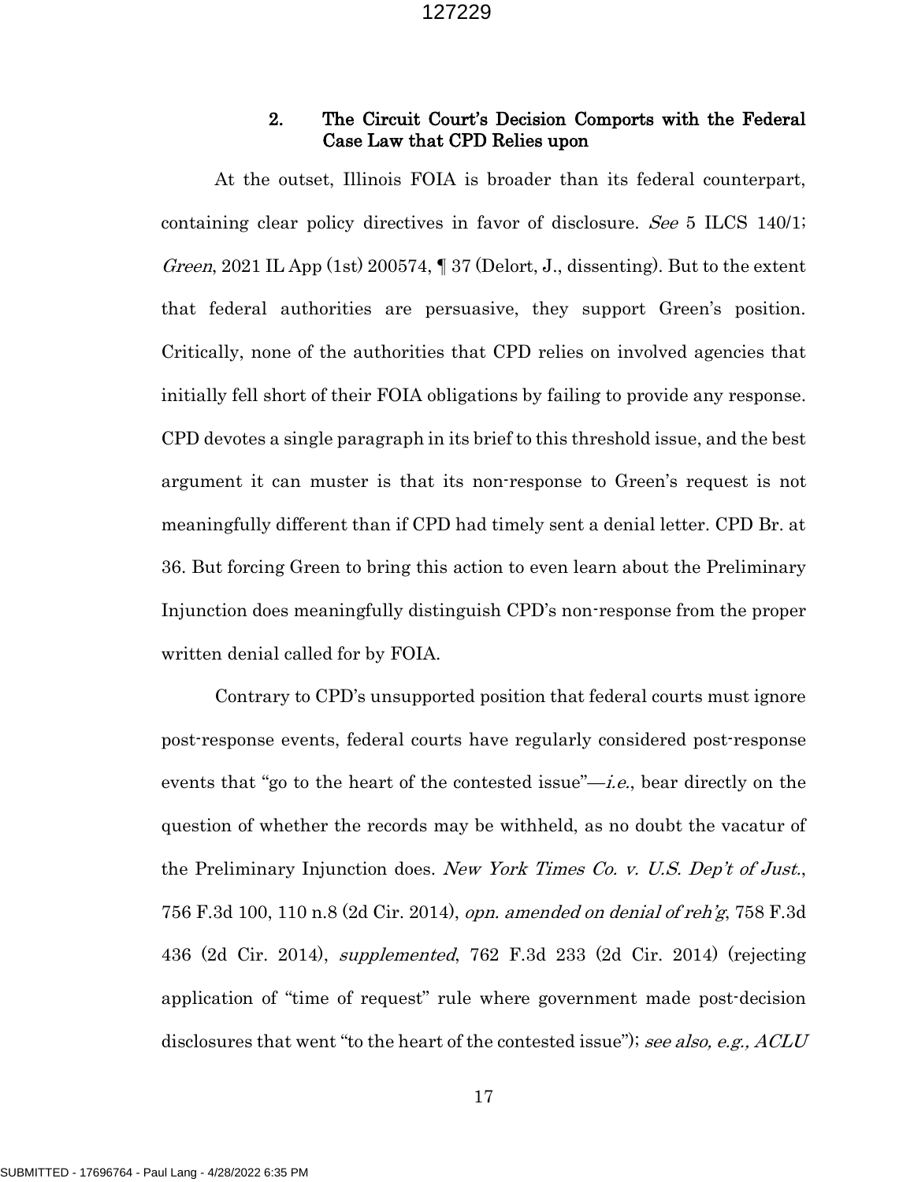### 2. The Circuit Court's Decision Comports with the Federal Case Law that CPD Relies upon

At the outset, Illinois FOIA is broader than its federal counterpart, containing clear policy directives in favor of disclosure. *See* 5 ILCS 140/1; *Green*, 2021 IL App (1st) 200574, ¶ 37 (Delort, J., dissenting). But to the extent that federal authorities are persuasive, they support Green's position. Critically, none of the authorities that CPD relies on involved agencies that initially fell short of their FOIA obligations by failing to provide any response. CPD devotes a single paragraph in its brief to this threshold issue, and the best argument it can muster is that its non-response to Green's request is not meaningfully different than if CPD had timely sent a denial letter. CPD Br. at 36. But forcing Green to bring this action to even learn about the Preliminary Injunction does meaningfully distinguish CPD's non-response from the proper written denial called for by FOIA.

Contrary to CPD's unsupported position that federal courts must ignore post-response events, federal courts have regularly considered post-response events that "go to the heart of the contested issue"—*i.e.*, bear directly on the question of whether the records may be withheld, as no doubt the vacatur of the Preliminary Injunction does. *New York Times Co. v. U.S. Dep't of Just.*, 756 F.3d 100, 110 n.8 (2d Cir. 2014), *opn. amended on denial of reh'g*, 758 F.3d 436 (2d Cir. 2014), *supplemented*, 762 F.3d 233 (2d Cir. 2014) (rejecting application of "time of request" rule where government made post-decision disclosures that went "to the heart of the contested issue"); *see also, e.g., ACLU*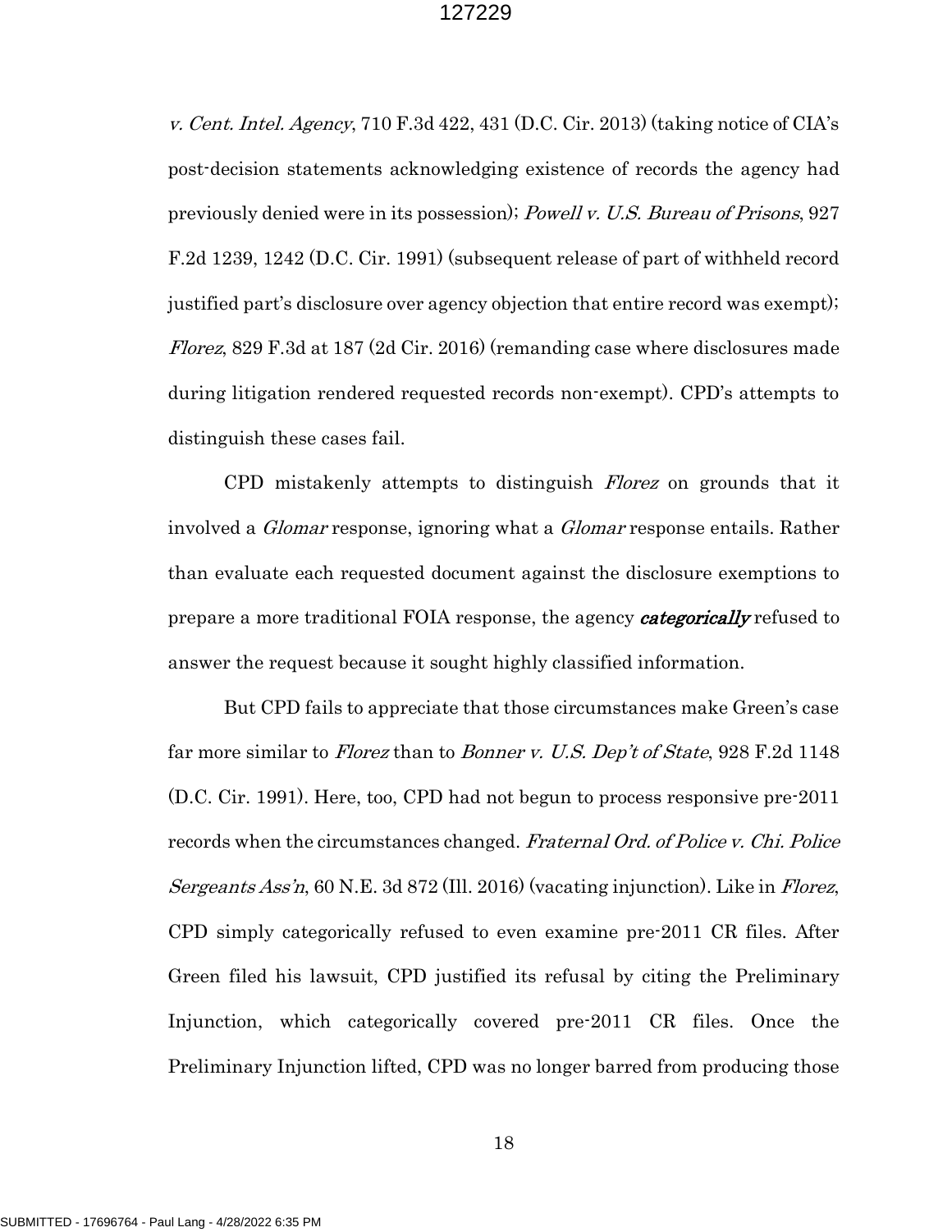*v. Cent. Intel. Agency*, 710 F.3d 422, 431 (D.C. Cir. 2013) (taking notice of CIA's post-decision statements acknowledging existence of records the agency had previously denied were in its possession); *Powell v. U.S. Bureau of Prisons*, 927 F.2d 1239, 1242 (D.C. Cir. 1991) (subsequent release of part of withheld record justified part's disclosure over agency objection that entire record was exempt); *Florez*, 829 F.3d at 187 (2d Cir. 2016) (remanding case where disclosures made during litigation rendered requested records non-exempt). CPD's attempts to distinguish these cases fail.

CPD mistakenly attempts to distinguish *Florez* on grounds that it involved a *Glomar* response, ignoring what a *Glomar* response entails. Rather than evaluate each requested document against the disclosure exemptions to prepare a more traditional FOIA response, the agency ***categorically*** refused to answer the request because it sought highly classified information.

But CPD fails to appreciate that those circumstances make Green's case far more similar to *Florez* than to *Bonner v. U.S. Dep't of State*, 928 F.2d 1148 (D.C. Cir. 1991). Here, too, CPD had not begun to process responsive pre-2011 records when the circumstances changed. *Fraternal Ord. of Police v. Chi. Police Sergeants Ass'n*, 60 N.E. 3d 872 (Ill. 2016) (vacating injunction). Like in *Florez*, CPD simply categorically refused to even examine pre-2011 CR files. After Green filed his lawsuit, CPD justified its refusal by citing the Preliminary Injunction, which categorically covered pre-2011 CR files. Once the Preliminary Injunction lifted, CPD was no longer barred from producing those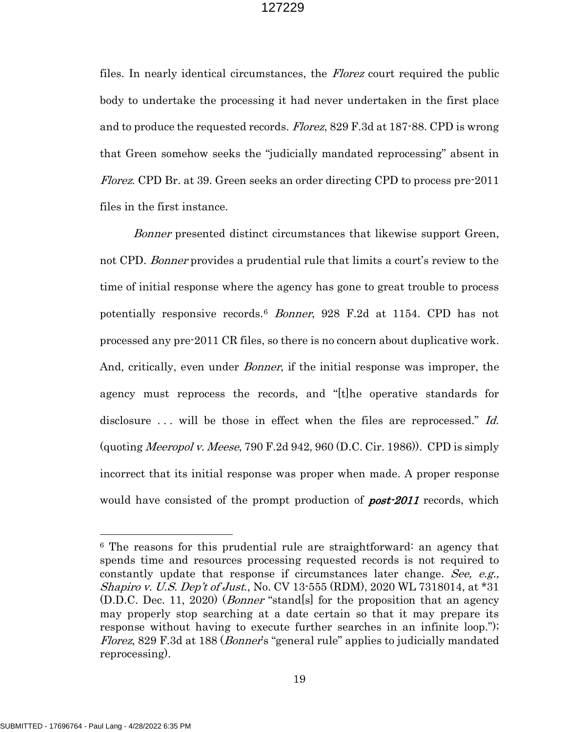files. In nearly identical circumstances, the *Florez* court required the public body to undertake the processing it had never undertaken in the first place and to produce the requested records. *Florez*, 829 F.3d at 187-88. CPD is wrong that Green somehow seeks the "judicially mandated reprocessing" absent in *Florez*. CPD Br. at 39. Green seeks an order directing CPD to process pre-2011 files in the first instance.

*Bonner* presented distinct circumstances that likewise support Green, not CPD. *Bonner* provides a prudential rule that limits a court's review to the time of initial response where the agency has gone to great trouble to process potentially responsive records.[6] *Bonner*, 928 F.2d at 1154. CPD has not processed any pre-2011 CR files, so there is no concern about duplicative work. And, critically, even under *Bonner*, if the initial response was improper, the agency must reprocess the records, and "[t]he operative standards for disclosure . . . will be those in effect when the files are reprocessed." *Id.* (quoting *Meeropol v. Meese*, 790 F.2d 942, 960 (D.C. Cir. 1986)). CPD is simply incorrect that its initial response was proper when made. A proper response would have consisted of the prompt production of ***post-2011*** records, which

[6] The reasons for this prudential rule are straightforward: an agency that spends time and resources processing requested records is not required to constantly update that response if circumstances later change. *See, e.g., Shapiro v. U.S. Dep't of Just.*, No. CV 13-555 (RDM), 2020 WL 7318014, at *31 (D.D.C. Dec. 11, 2020) (*Bonner* "stand[s] for the proposition that an agency may properly stop searching at a date certain so that it may prepare its response without having to execute further searches in an infinite loop."); *Florez*, 829 F.3d at 188 (*Bonner*'s "general rule" applies to judicially mandated reprocessing).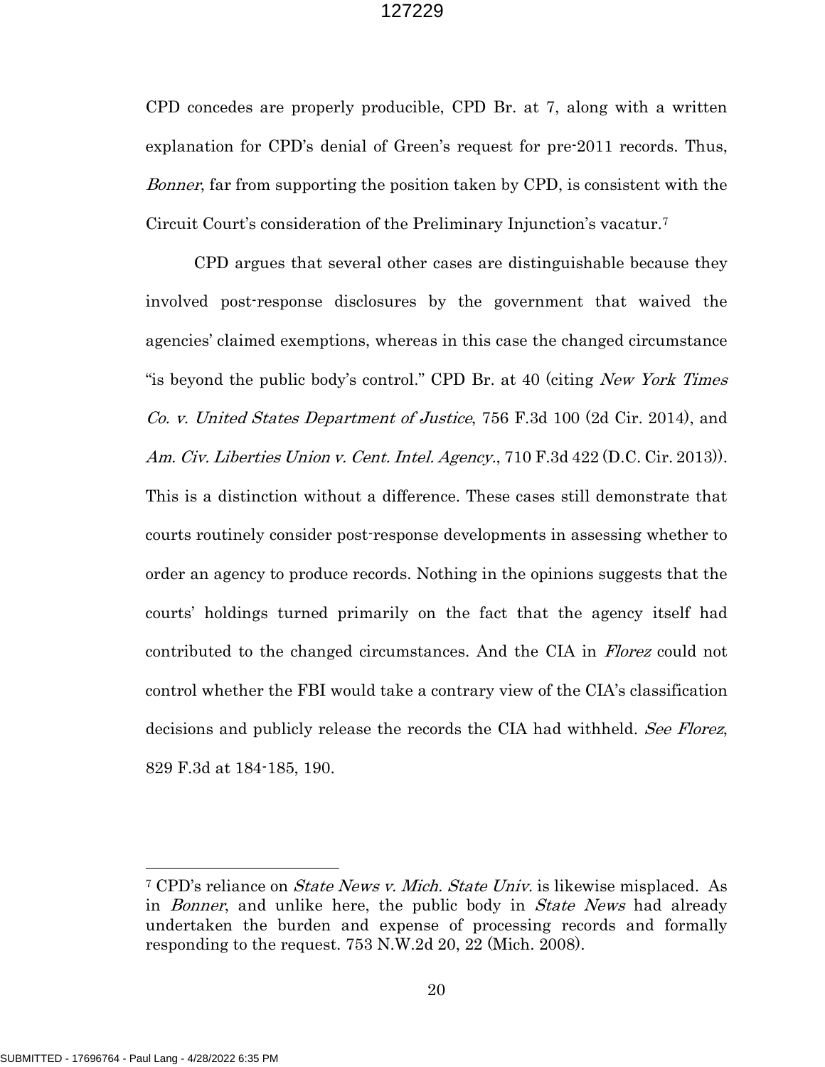CPD concedes are properly producible, CPD Br. at 7, along with a written explanation for CPD's denial of Green's request for pre-2011 records. Thus, *Bonner*, far from supporting the position taken by CPD, is consistent with the Circuit Court's consideration of the Preliminary Injunction's vacatur.[7]

CPD argues that several other cases are distinguishable because they involved post-response disclosures by the government that waived the agencies' claimed exemptions, whereas in this case the changed circumstance "is beyond the public body's control." CPD Br. at 40 (citing *New York Times Co. v. United States Department of Justice*, 756 F.3d 100 (2d Cir. 2014), and *Am. Civ. Liberties Union v. Cent. Intel. Agency.*, 710 F.3d 422 (D.C. Cir. 2013)). This is a distinction without a difference. These cases still demonstrate that courts routinely consider post-response developments in assessing whether to order an agency to produce records. Nothing in the opinions suggests that the courts' holdings turned primarily on the fact that the agency itself had contributed to the changed circumstances. And the CIA in *Florez* could not control whether the FBI would take a contrary view of the CIA's classification decisions and publicly release the records the CIA had withheld. *See Florez*, 829 F.3d at 184-185, 190.

---

[7] CPD's reliance on *State News v. Mich. State Univ.* is likewise misplaced. As in *Bonner*, and unlike here, the public body in *State News* had already undertaken the burden and expense of processing records and formally responding to the request. 753 N.W.2d 20, 22 (Mich. 2008).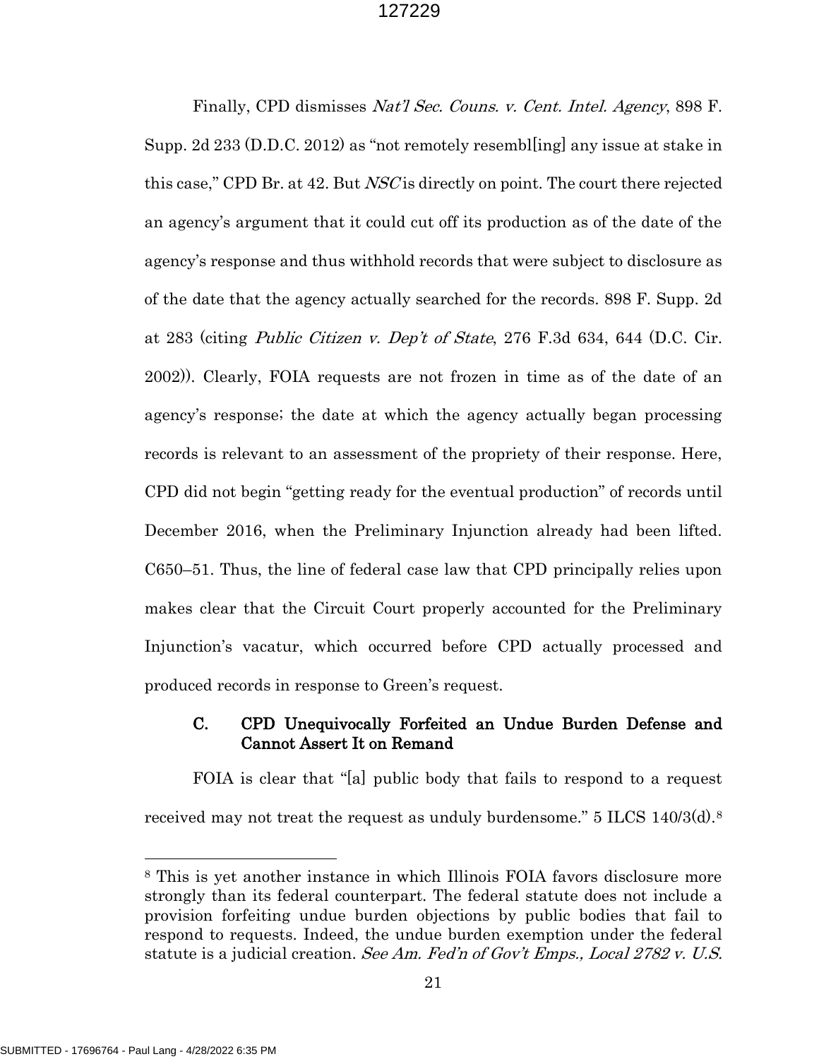Finally, CPD dismisses *Nat'l Sec. Couns. v. Cent. Intel. Agency*, 898 F. Supp. 2d 233 (D.D.C. 2012) as "not remotely resembl[ing] any issue at stake in this case," CPD Br. at 42. But *NSC* is directly on point. The court there rejected an agency's argument that it could cut off its production as of the date of the agency's response and thus withhold records that were subject to disclosure as of the date that the agency actually searched for the records. 898 F. Supp. 2d at 283 (citing *Public Citizen v. Dep't of State*, 276 F.3d 634, 644 (D.C. Cir. 2002)). Clearly, FOIA requests are not frozen in time as of the date of an agency's response; the date at which the agency actually began processing records is relevant to an assessment of the propriety of their response. Here, CPD did not begin "getting ready for the eventual production" of records until December 2016, when the Preliminary Injunction already had been lifted. C650–51. Thus, the line of federal case law that CPD principally relies upon makes clear that the Circuit Court properly accounted for the Preliminary Injunction's vacatur, which occurred before CPD actually processed and produced records in response to Green's request.

### C. CPD Unequivocally Forfeited an Undue Burden Defense and Cannot Assert It on Remand

FOIA is clear that "[a] public body that fails to respond to a request received may not treat the request as unduly burdensome." 5 ILCS 140/3(d).[8]

---

[8] This is yet another instance in which Illinois FOIA favors disclosure more strongly than its federal counterpart. The federal statute does not include a provision forfeiting undue burden objections by public bodies that fail to respond to requests. Indeed, the undue burden exemption under the federal statute is a judicial creation. *See Am. Fed'n of Gov't Emps., Local 2782 v. U.S.*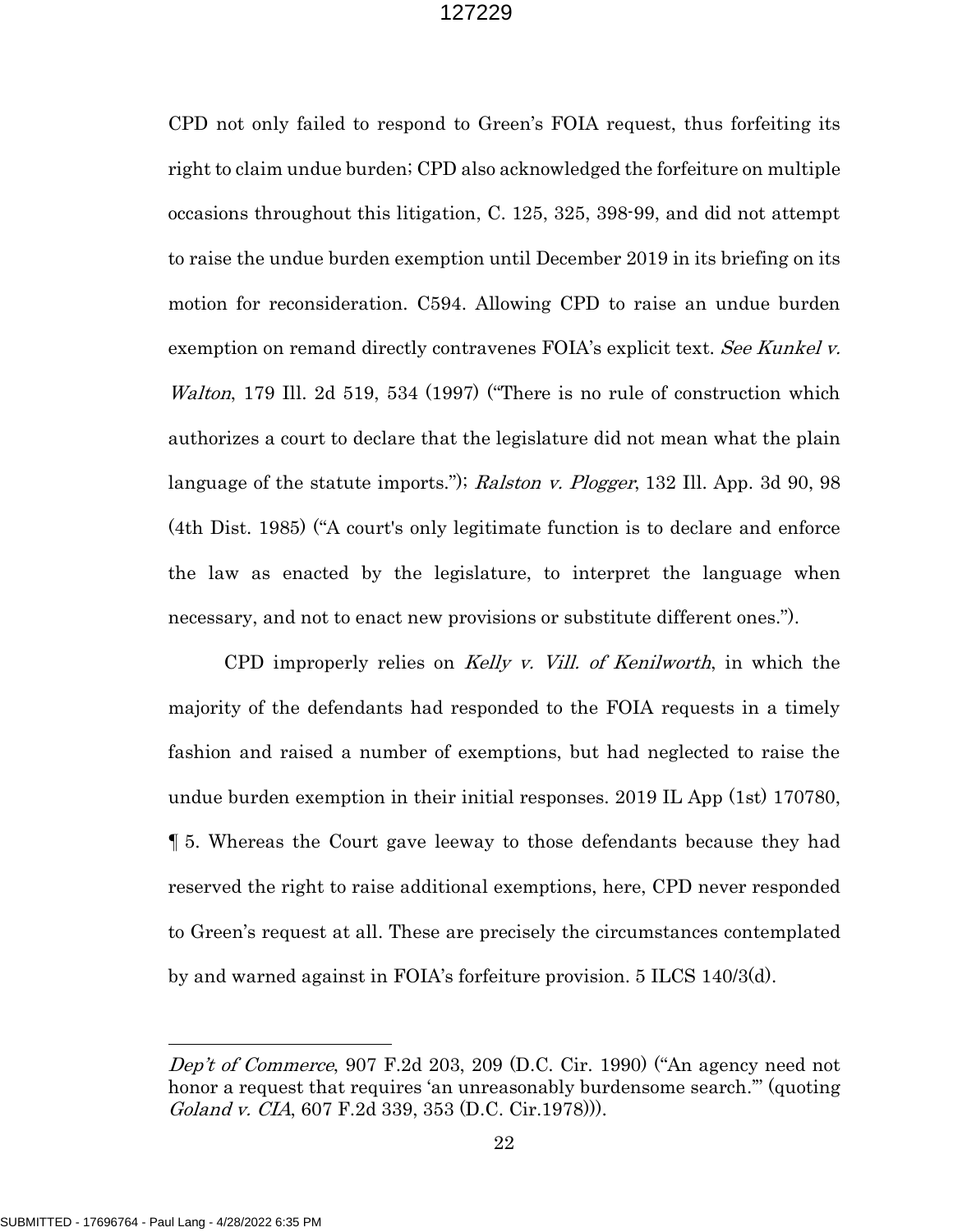CPD not only failed to respond to Green's FOIA request, thus forfeiting its right to claim undue burden; CPD also acknowledged the forfeiture on multiple occasions throughout this litigation, C. 125, 325, 398-99, and did not attempt to raise the undue burden exemption until December 2019 in its briefing on its motion for reconsideration. C594. Allowing CPD to raise an undue burden exemption on remand directly contravenes FOIA's explicit text. *See Kunkel v. Walton*, 179 Ill. 2d 519, 534 (1997) ("There is no rule of construction which authorizes a court to declare that the legislature did not mean what the plain language of the statute imports."); *Ralston v. Plogger*, 132 Ill. App. 3d 90, 98 (4th Dist. 1985) ("A court's only legitimate function is to declare and enforce the law as enacted by the legislature, to interpret the language when necessary, and not to enact new provisions or substitute different ones.").

CPD improperly relies on *Kelly v. Vill. of Kenilworth*, in which the majority of the defendants had responded to the FOIA requests in a timely fashion and raised a number of exemptions, but had neglected to raise the undue burden exemption in their initial responses. 2019 IL App (1st) 170780, ¶ 5. Whereas the Court gave leeway to those defendants because they had reserved the right to raise additional exemptions, here, CPD never responded to Green's request at all. These are precisely the circumstances contemplated by and warned against in FOIA's forfeiture provision. 5 ILCS 140/3(d).

---

*Dep't of Commerce*, 907 F.2d 203, 209 (D.C. Cir. 1990) ("An agency need not honor a request that requires 'an unreasonably burdensome search.'" (quoting *Goland v. CIA*, 607 F.2d 339, 353 (D.C. Cir.1978))).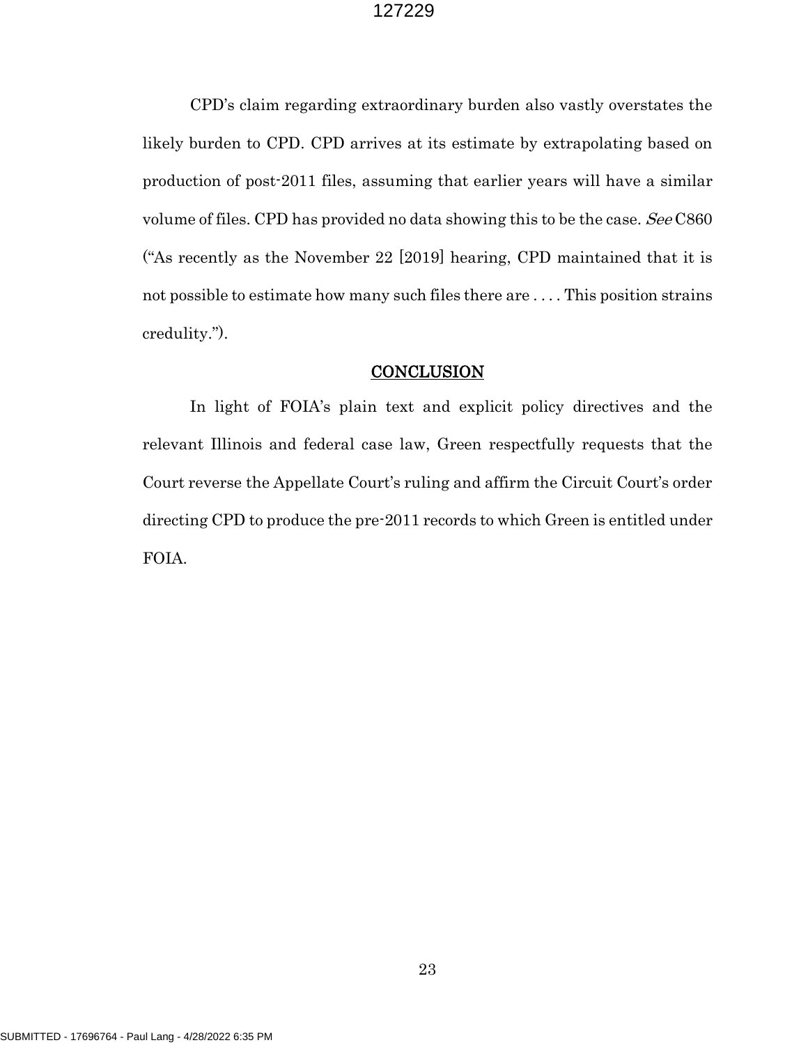CPD's claim regarding extraordinary burden also vastly overstates the likely burden to CPD. CPD arrives at its estimate by extrapolating based on production of post-2011 files, assuming that earlier years will have a similar volume of files. CPD has provided no data showing this to be the case. *See* C860 ("As recently as the November 22 [2019] hearing, CPD maintained that it is not possible to estimate how many such files there are . . . . This position strains credulity.").

## CONCLUSION

In light of FOIA's plain text and explicit policy directives and the relevant Illinois and federal case law, Green respectfully requests that the Court reverse the Appellate Court's ruling and affirm the Circuit Court's order directing CPD to produce the pre-2011 records to which Green is entitled under FOIA.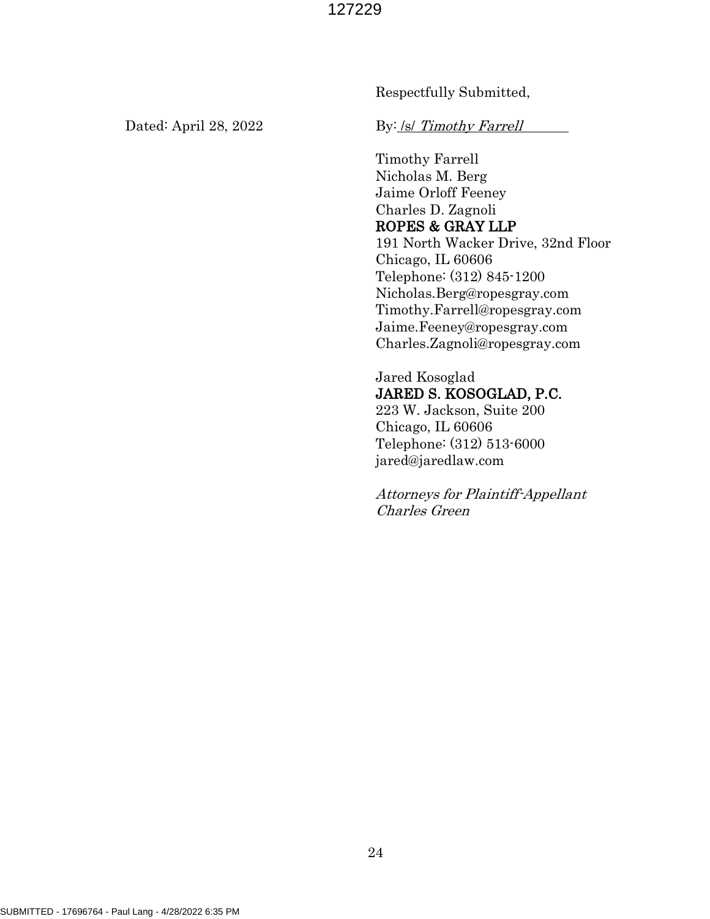Respectfully Submitted,

Dated: April 28, 2022

By: /s/ *Timothy Farrell*

Timothy Farrell
Nicholas M. Berg
Jaime Orloff Feeney
Charles D. Zagnoli
ROPES & GRAY LLP
191 North Wacker Drive, 32nd Floor
Chicago, IL 60606
Telephone: (312) 845-1200
Nicholas.Berg@ropesgray.com
Timothy.Farrell@ropesgray.com
Jaime.Feeney@ropesgray.com
Charles.Zagnoli@ropesgray.com

Jared Kosoglad
JARED S. KOSOGLAD, P.C.
223 W. Jackson, Suite 200
Chicago, IL 60606
Telephone: (312) 513-6000
jared@jaredlaw.com

*Attorneys for Plaintiff-Appellant Charles Green*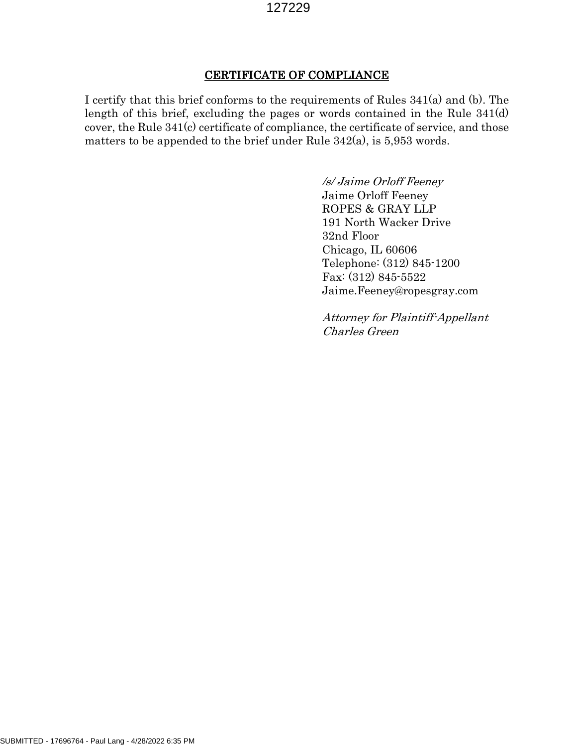## CERTIFICATE OF COMPLIANCE

I certify that this brief conforms to the requirements of Rules 341(a) and (b). The length of this brief, excluding the pages or words contained in the Rule 341(d) cover, the Rule 341(c) certificate of compliance, the certificate of service, and those matters to be appended to the brief under Rule 342(a), is 5,953 words.

*/s/ Jaime Orloff Feeney*
Jaime Orloff Feeney
ROPES & GRAY LLP
191 North Wacker Drive
32nd Floor
Chicago, IL 60606
Telephone: (312) 845-1200
Fax: (312) 845-5522
Jaime.Feeney@ropesgray.com

*Attorney for Plaintiff-Appellant Charles Green*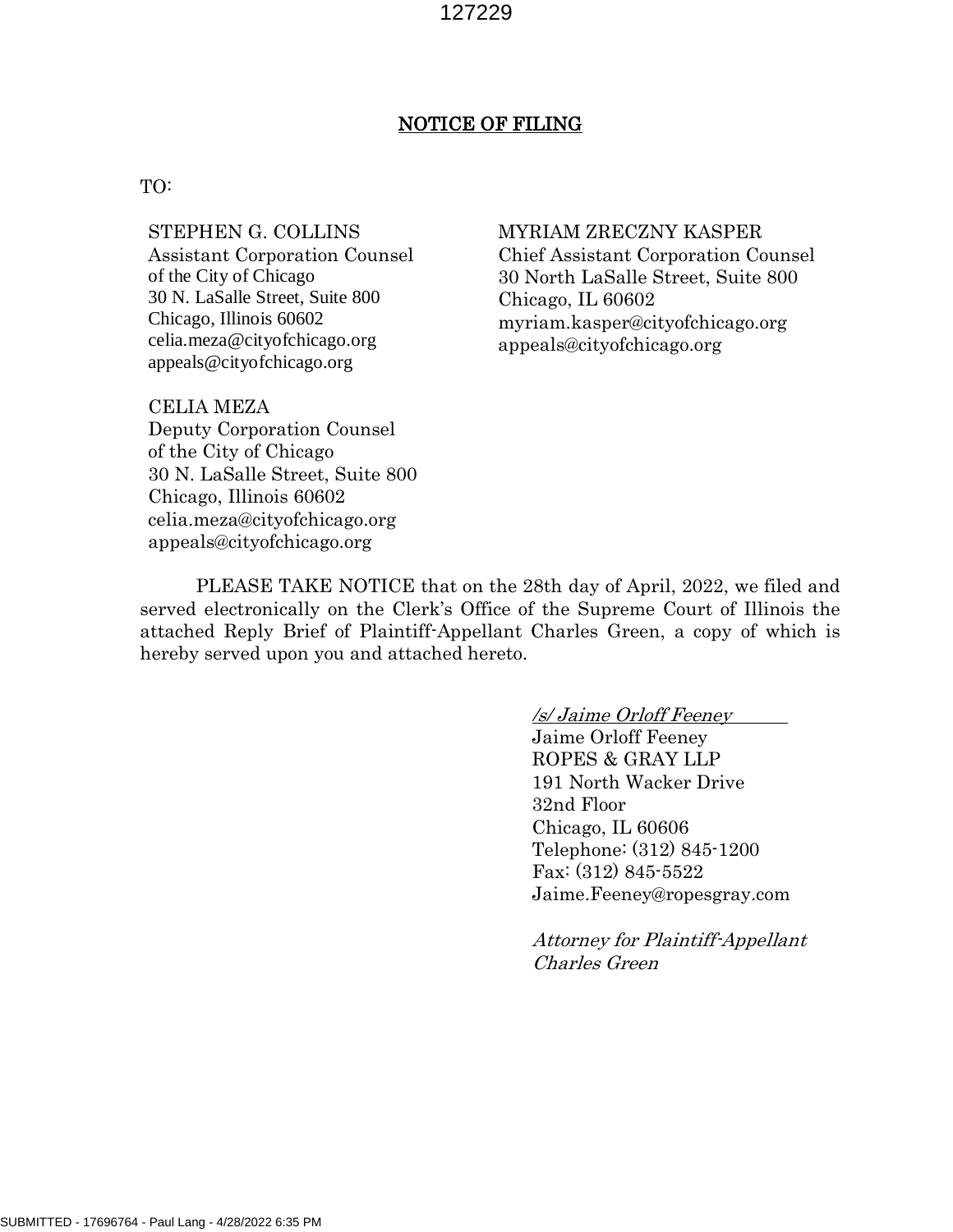## NOTICE OF FILING

TO:

STEPHEN G. COLLINS
Assistant Corporation Counsel
of the City of Chicago
30 N. LaSalle Street, Suite 800
Chicago, Illinois 60602
celia.meza@cityofchicago.org
appeals@cityofchicago.org

CELIA MEZA
Deputy Corporation Counsel
of the City of Chicago
30 N. LaSalle Street, Suite 800
Chicago, Illinois 60602
celia.meza@cityofchicago.org
appeals@cityofchicago.org

MYRIAM ZRECZNY KASPER
Chief Assistant Corporation Counsel
30 North LaSalle Street, Suite 800
Chicago, IL 60602
myriam.kasper@cityofchicago.org
appeals@cityofchicago.org

PLEASE TAKE NOTICE that on the 28th day of April, 2022, we filed and served electronically on the Clerk's Office of the Supreme Court of Illinois the attached Reply Brief of Plaintiff-Appellant Charles Green, a copy of which is hereby served upon you and attached hereto.

*/s/ Jaime Orloff Feeney*
Jaime Orloff Feeney
ROPES & GRAY LLP
191 North Wacker Drive
32nd Floor
Chicago, IL 60606
Telephone: (312) 845-1200
Fax: (312) 845-5522
Jaime.Feeney@ropesgray.com

*Attorney for Plaintiff-Appellant Charles Green*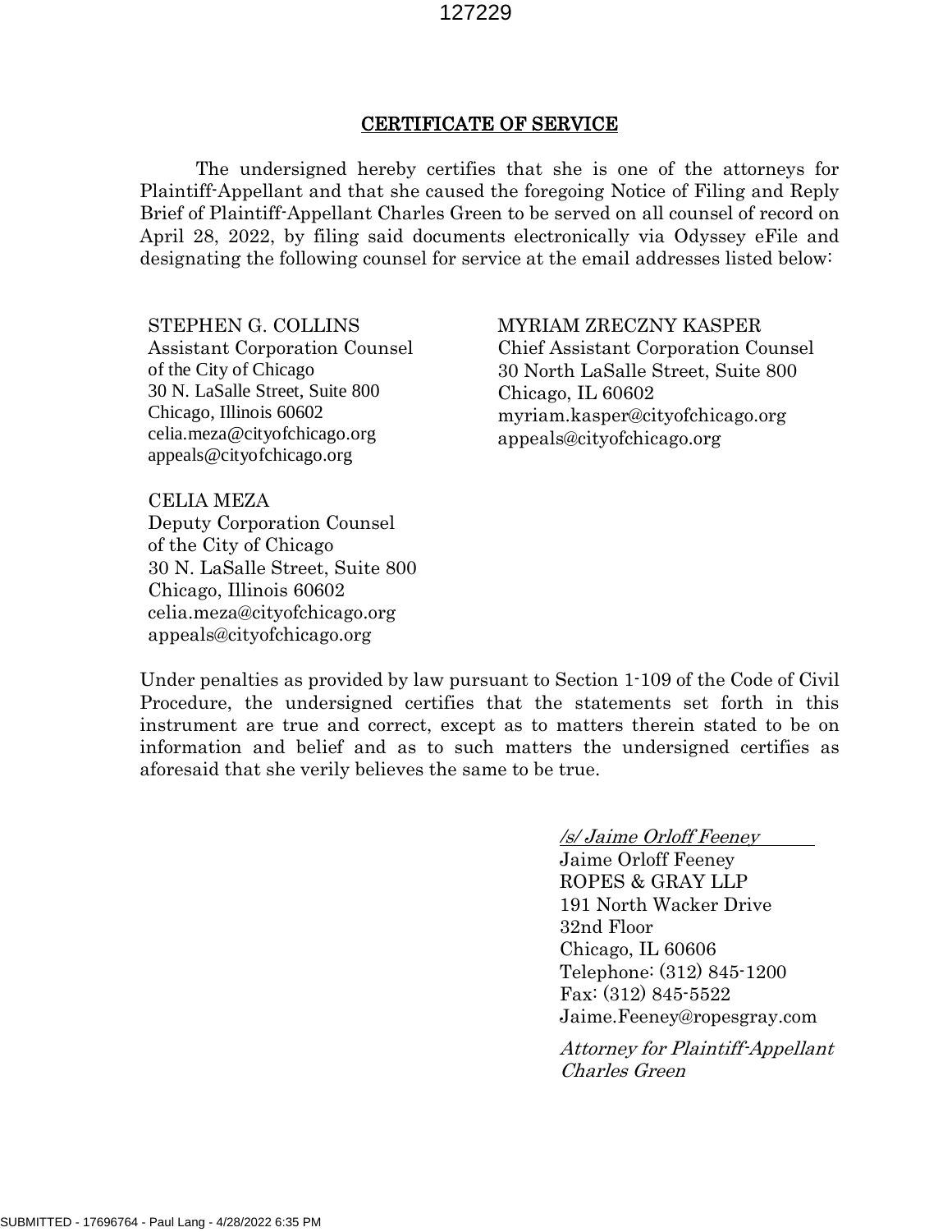## CERTIFICATE OF SERVICE

The undersigned hereby certifies that she is one of the attorneys for Plaintiff-Appellant and that she caused the foregoing Notice of Filing and Reply Brief of Plaintiff-Appellant Charles Green to be served on all counsel of record on April 28, 2022, by filing said documents electronically via Odyssey eFile and designating the following counsel for service at the email addresses listed below:

STEPHEN G. COLLINS
Assistant Corporation Counsel
of the City of Chicago
30 N. LaSalle Street, Suite 800
Chicago, Illinois 60602
celia.meza@cityofchicago.org
appeals@cityofchicago.org

CELIA MEZA
Deputy Corporation Counsel
of the City of Chicago
30 N. LaSalle Street, Suite 800
Chicago, Illinois 60602
celia.meza@cityofchicago.org
appeals@cityofchicago.org

MYRIAM ZRECZNY KASPER
Chief Assistant Corporation Counsel
30 North LaSalle Street, Suite 800
Chicago, IL 60602
myriam.kasper@cityofchicago.org
appeals@cityofchicago.org

Under penalties as provided by law pursuant to Section 1-109 of the Code of Civil Procedure, the undersigned certifies that the statements set forth in this instrument are true and correct, except as to matters therein stated to be on information and belief and as to such matters the undersigned certifies as aforesaid that she verily believes the same to be true.

*/s/ Jaime Orloff Feeney*
Jaime Orloff Feeney
ROPES & GRAY LLP
191 North Wacker Drive
32nd Floor
Chicago, IL 60606
Telephone: (312) 845-1200
Fax: (312) 845-5522
Jaime.Feeney@ropesgray.com

*Attorney for Plaintiff-Appellant Charles Green*